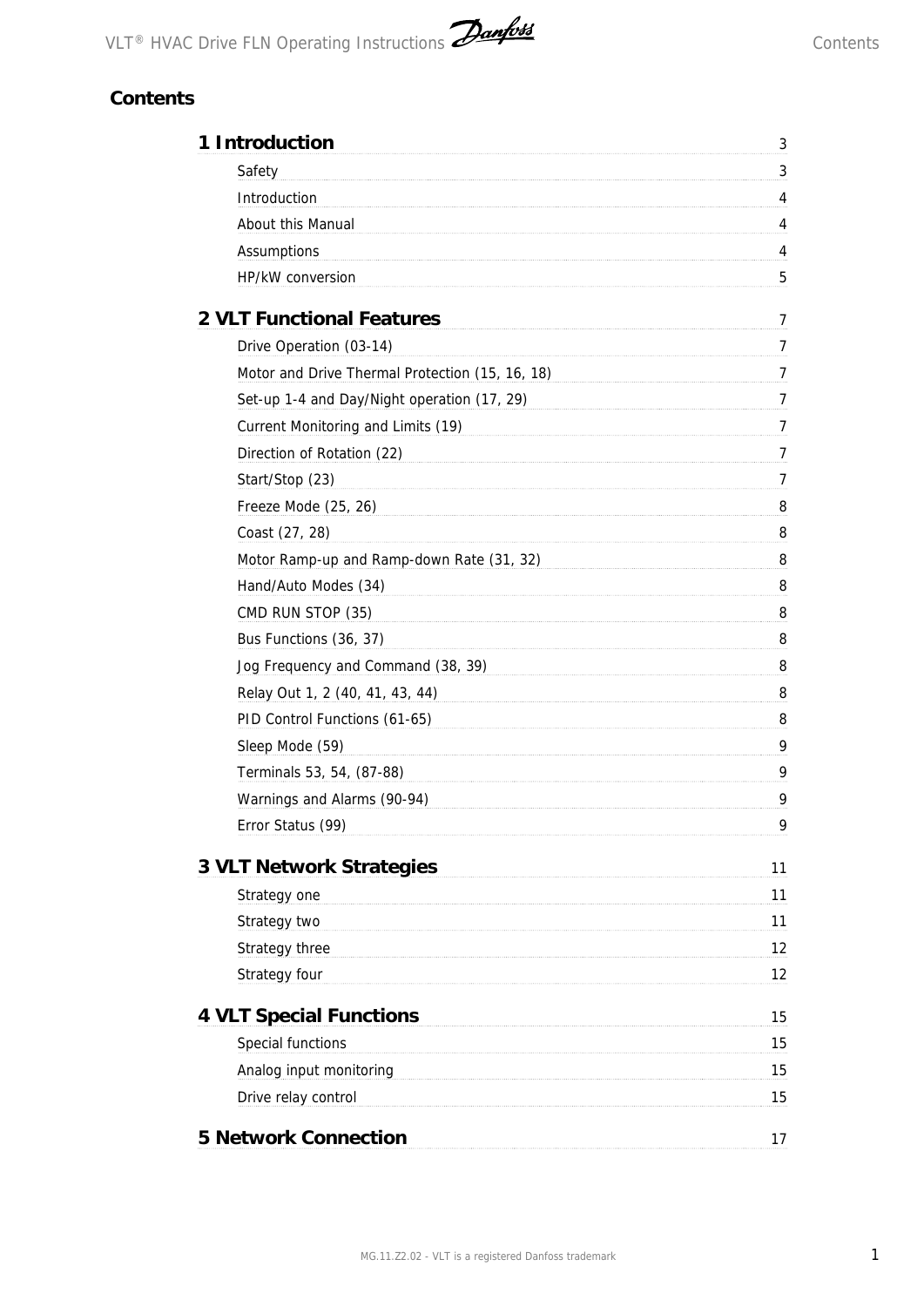# Contents

| | |
|---|---|
| **1 Introduction** | **3** |
| Safety | 3 |
| Introduction | 4 |
| About this Manual | 4 |
| Assumptions | 4 |
| HP/kW conversion | 5 |
| **2 VLT Functional Features** | **7** |
| Drive Operation (03-14) | 7 |
| Motor and Drive Thermal Protection (15, 16, 18) | 7 |
| Set-up 1-4 and Day/Night operation (17, 29) | 7 |
| Current Monitoring and Limits (19) | 7 |
| Direction of Rotation (22) | 7 |
| Start/Stop (23) | 7 |
| Freeze Mode (25, 26) | 8 |
| Coast (27, 28) | 8 |
| Motor Ramp-up and Ramp-down Rate (31, 32) | 8 |
| Hand/Auto Modes (34) | 8 |
| CMD RUN STOP (35) | 8 |
| Bus Functions (36, 37) | 8 |
| Jog Frequency and Command (38, 39) | 8 |
| Relay Out 1, 2 (40, 41, 43, 44) | 8 |
| PID Control Functions (61-65) | 8 |
| Sleep Mode (59) | 9 |
| Terminals 53, 54, (87-88) | 9 |
| Warnings and Alarms (90-94) | 9 |
| Error Status (99) | 9 |
| **3 VLT Network Strategies** | **11** |
| Strategy one | 11 |
| Strategy two | 11 |
| Strategy three | 12 |
| Strategy four | 12 |
| **4 VLT Special Functions** | **15** |
| Special functions | 15 |
| Analog input monitoring | 15 |
| Drive relay control | 15 |
| **5 Network Connection** | **17** |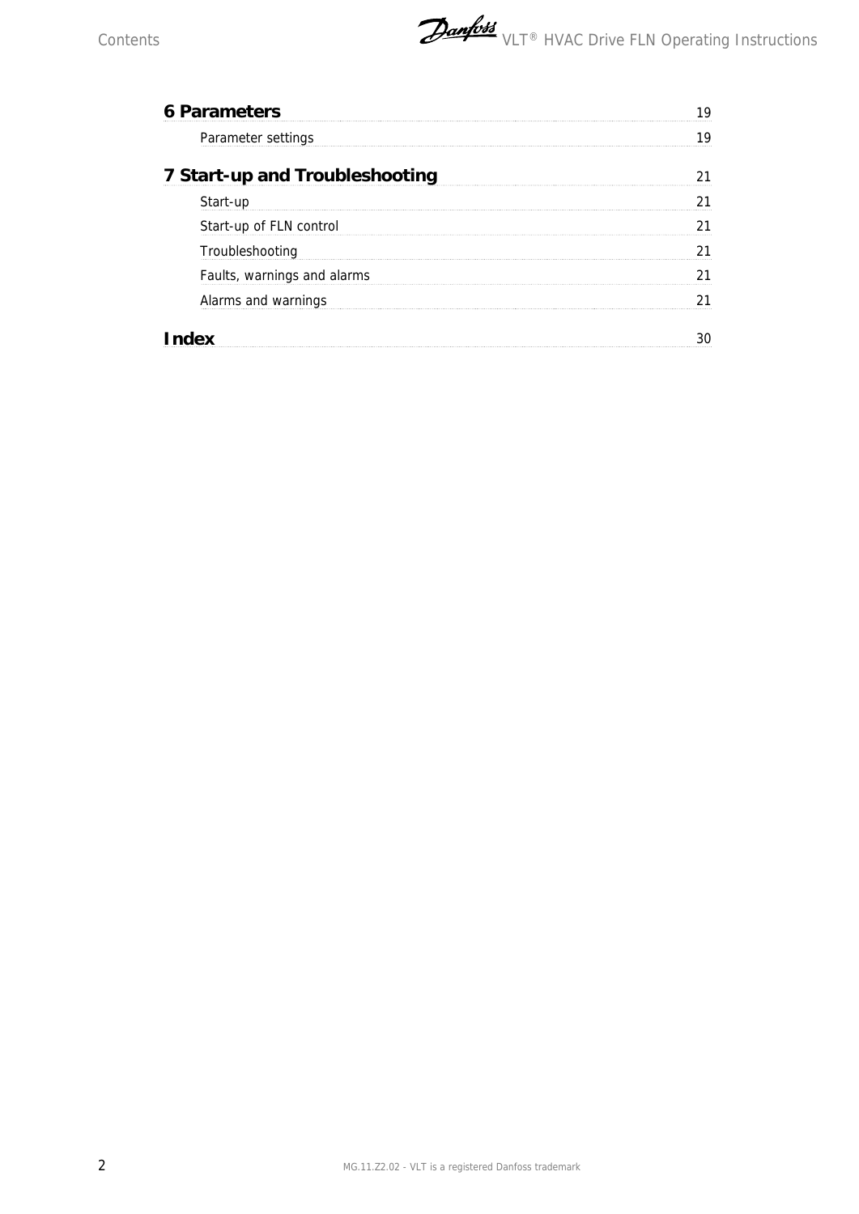| | |
|---|---|
| **6 Parameters** | 19 |
| Parameter settings | 19 |
| **7 Start-up and Troubleshooting** | 21 |
| Start-up | 21 |
| Start-up of FLN control | 21 |
| Troubleshooting | 21 |
| Faults, warnings and alarms | 21 |
| Alarms and warnings | 21 |
| **Index** | 30 |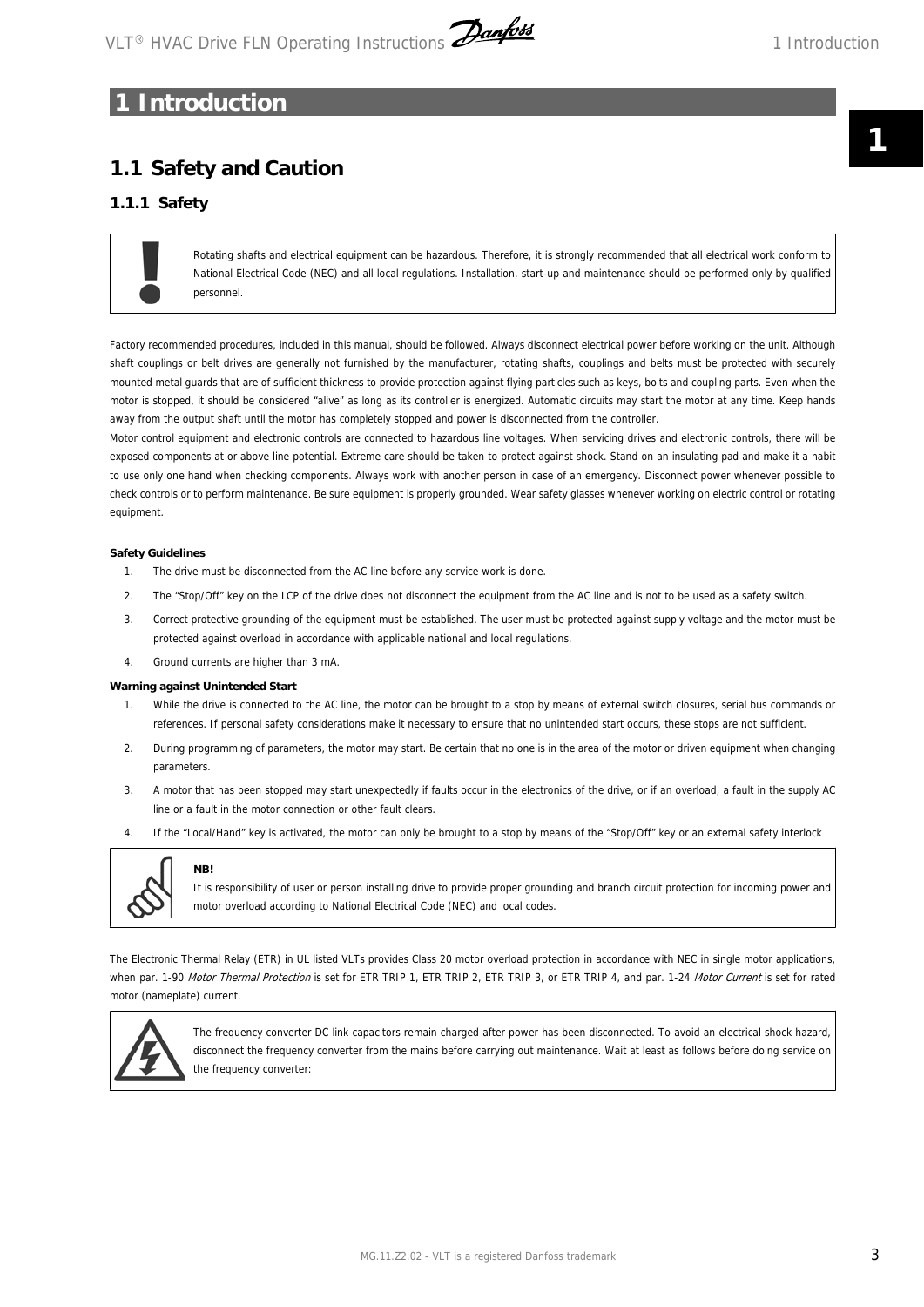# 1 Introduction

## 1.1 Safety and Caution

### 1.1.1 Safety

Rotating shafts and electrical equipment can be hazardous. Therefore, it is strongly recommended that all electrical work conform to National Electrical Code (NEC) and all local regulations. Installation, start-up and maintenance should be performed only by qualified personnel.

Factory recommended procedures, included in this manual, should be followed. Always disconnect electrical power before working on the unit. Although shaft couplings or belt drives are generally not furnished by the manufacturer, rotating shafts, couplings and belts must be protected with securely mounted metal guards that are of sufficient thickness to provide protection against flying particles such as keys, bolts and coupling parts. Even when the motor is stopped, it should be considered "alive" as long as its controller is energized. Automatic circuits may start the motor at any time. Keep hands away from the output shaft until the motor has completely stopped and power is disconnected from the controller.

Motor control equipment and electronic controls are connected to hazardous line voltages. When servicing drives and electronic controls, there will be exposed components at or above line potential. Extreme care should be taken to protect against shock. Stand on an insulating pad and make it a habit to use only one hand when checking components. Always work with another person in case of an emergency. Disconnect power whenever possible to check controls or to perform maintenance. Be sure equipment is properly grounded. Wear safety glasses whenever working on electric control or rotating equipment.

**Safety Guidelines**

1. The drive must be disconnected from the AC line before any service work is done.
2. The "Stop/Off" key on the LCP of the drive does not disconnect the equipment from the AC line and is not to be used as a safety switch.
3. Correct protective grounding of the equipment must be established. The user must be protected against supply voltage and the motor must be protected against overload in accordance with applicable national and local regulations.
4. Ground currents are higher than 3 mA.

**Warning against Unintended Start**

1. While the drive is connected to the AC line, the motor can be brought to a stop by means of external switch closures, serial bus commands or references. If personal safety considerations make it necessary to ensure that no unintended start occurs, these stops are not sufficient.
2. During programming of parameters, the motor may start. Be certain that no one is in the area of the motor or driven equipment when changing parameters.
3. A motor that has been stopped may start unexpectedly if faults occur in the electronics of the drive, or if an overload, a fault in the supply AC line or a fault in the motor connection or other fault clears.
4. If the "Local/Hand" key is activated, the motor can only be brought to a stop by means of the "Stop/Off" key or an external safety interlock

**NB!**
It is responsibility of user or person installing drive to provide proper grounding and branch circuit protection for incoming power and motor overload according to National Electrical Code (NEC) and local codes.

The Electronic Thermal Relay (ETR) in UL listed VLTs provides Class 20 motor overload protection in accordance with NEC in single motor applications, when par. 1-90 *Motor Thermal Protection* is set for ETR TRIP 1, ETR TRIP 2, ETR TRIP 3, or ETR TRIP 4, and par. 1-24 *Motor Current* is set for rated motor (nameplate) current.

The frequency converter DC link capacitors remain charged after power has been disconnected. To avoid an electrical shock hazard, disconnect the frequency converter from the mains before carrying out maintenance. Wait at least as follows before doing service on the frequency converter: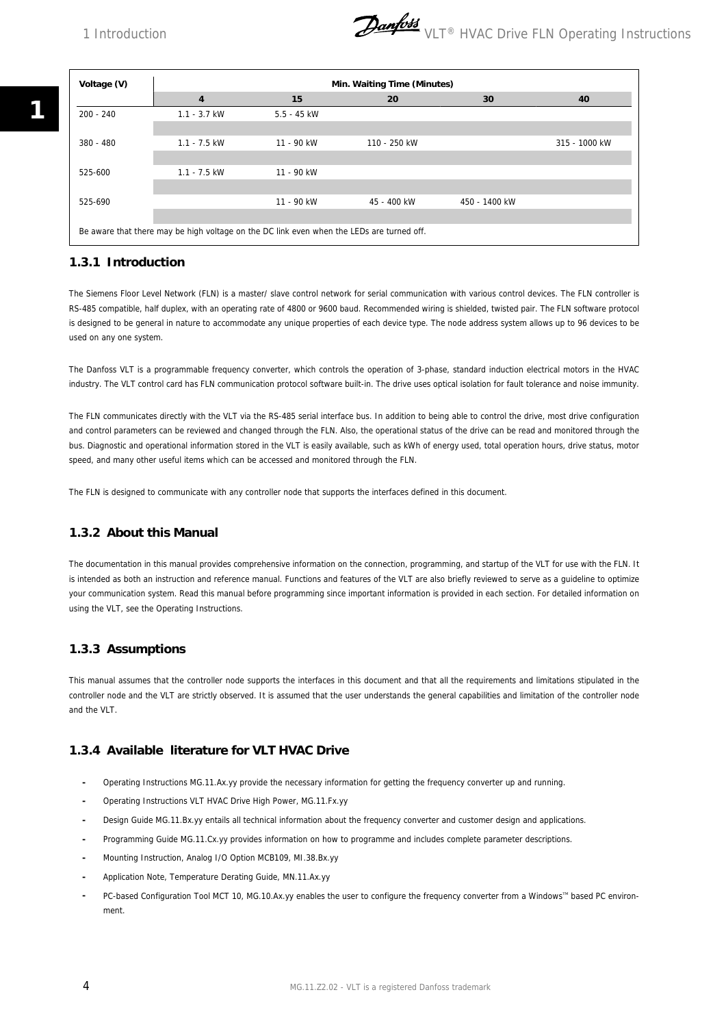| Voltage (V) | Min. Waiting Time (Minutes) | | | | |
|---|---|---|---|---|---|
| | 4 | 15 | 20 | 30 | 40 |
| 200 - 240 | 1.1 - 3.7 kW | 5.5 - 45 kW | | | |
| 380 - 480 | 1.1 - 7.5 kW | 11 - 90 kW | 110 - 250 kW | | 315 - 1000 kW |
| 525-600 | 1.1 - 7.5 kW | 11 - 90 kW | | | |
| 525-690 | | 11 - 90 kW | 45 - 400 kW | 450 - 1400 kW | |

Be aware that there may be high voltage on the DC link even when the LEDs are turned off.

### 1.3.1 Introduction

The Siemens Floor Level Network (FLN) is a master/ slave control network for serial communication with various control devices. The FLN controller is RS-485 compatible, half duplex, with an operating rate of 4800 or 9600 baud. Recommended wiring is shielded, twisted pair. The FLN software protocol is designed to be general in nature to accommodate any unique properties of each device type. The node address system allows up to 96 devices to be used on any one system.

The Danfoss VLT is a programmable frequency converter, which controls the operation of 3-phase, standard induction electrical motors in the HVAC industry. The VLT control card has FLN communication protocol software built-in. The drive uses optical isolation for fault tolerance and noise immunity.

The FLN communicates directly with the VLT via the RS-485 serial interface bus. In addition to being able to control the drive, most drive configuration and control parameters can be reviewed and changed through the FLN. Also, the operational status of the drive can be read and monitored through the bus. Diagnostic and operational information stored in the VLT is easily available, such as kWh of energy used, total operation hours, drive status, motor speed, and many other useful items which can be accessed and monitored through the FLN.

The FLN is designed to communicate with any controller node that supports the interfaces defined in this document.

### 1.3.2 About this Manual

The documentation in this manual provides comprehensive information on the connection, programming, and startup of the VLT for use with the FLN. It is intended as both an instruction and reference manual. Functions and features of the VLT are also briefly reviewed to serve as a guideline to optimize your communication system. Read this manual before programming since important information is provided in each section. For detailed information on using the VLT, see the Operating Instructions.

### 1.3.3 Assumptions

This manual assumes that the controller node supports the interfaces in this document and that all the requirements and limitations stipulated in the controller node and the VLT are strictly observed. It is assumed that the user understands the general capabilities and limitation of the controller node and the VLT.

### 1.3.4 Available literature for VLT HVAC Drive

- Operating Instructions MG.11.Ax.yy provide the necessary information for getting the frequency converter up and running.
- Operating Instructions VLT HVAC Drive High Power, MG.11.Fx.yy
- Design Guide MG.11.Bx.yy entails all technical information about the frequency converter and customer design and applications.
- Programming Guide MG.11.Cx.yy provides information on how to programme and includes complete parameter descriptions.
- Mounting Instruction, Analog I/O Option MCB109, MI.38.Bx.yy
- Application Note, Temperature Derating Guide, MN.11.Ax.yy
- PC-based Configuration Tool MCT 10, MG.10.Ax.yy enables the user to configure the frequency converter from a Windows™ based PC environment.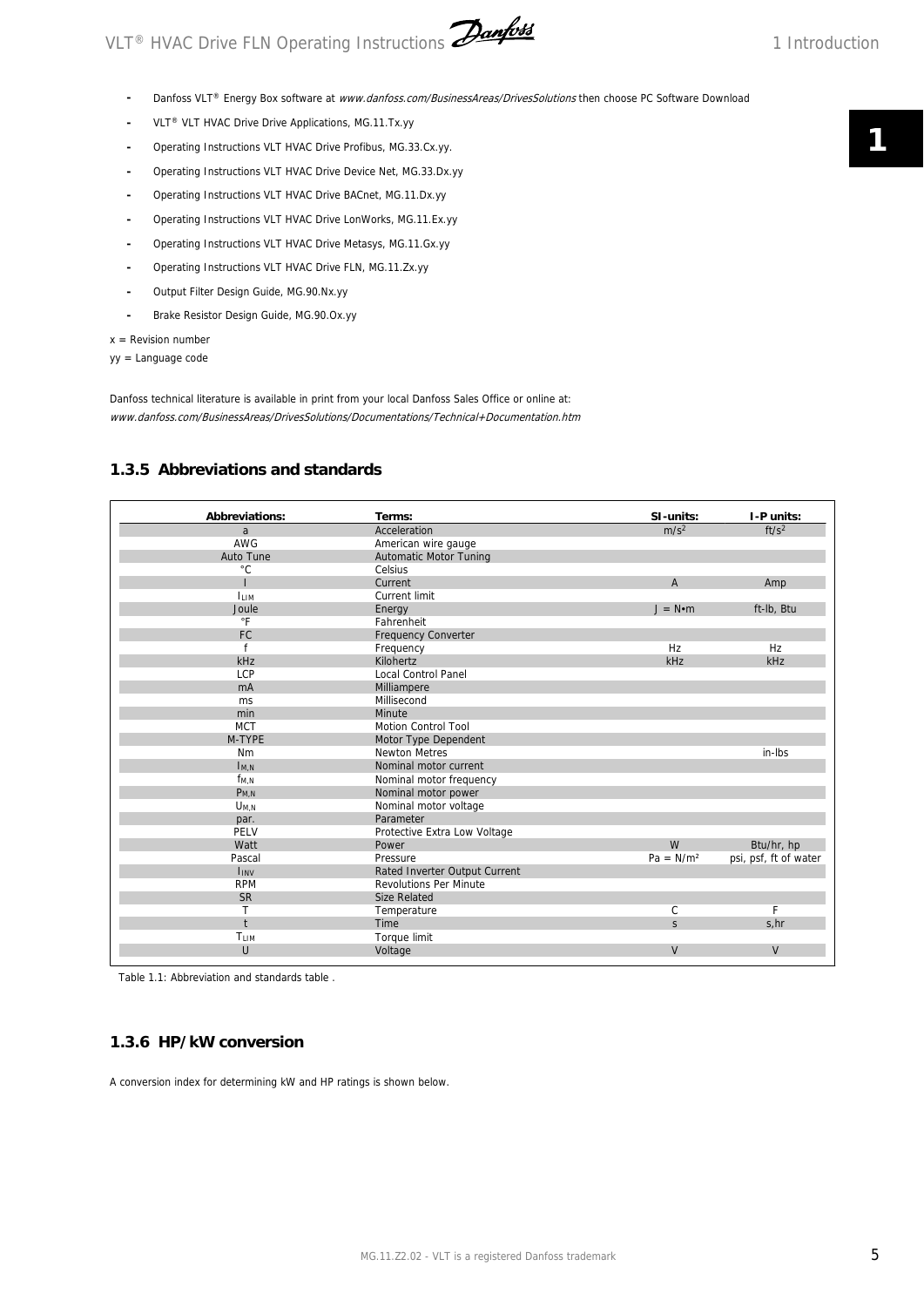- Danfoss VLT® Energy Box software at *www.danfoss.com/BusinessAreas/DrivesSolutions* then choose PC Software Download
- VLT® VLT HVAC Drive Drive Applications, MG.11.Tx.yy
- Operating Instructions VLT HVAC Drive Profibus, MG.33.Cx.yy.
- Operating Instructions VLT HVAC Drive Device Net, MG.33.Dx.yy
- Operating Instructions VLT HVAC Drive BACnet, MG.11.Dx.yy
- Operating Instructions VLT HVAC Drive LonWorks, MG.11.Ex.yy
- Operating Instructions VLT HVAC Drive Metasys, MG.11.Gx.yy
- Operating Instructions VLT HVAC Drive FLN, MG.11.Zx.yy
- Output Filter Design Guide, MG.90.Nx.yy
- Brake Resistor Design Guide, MG.90.Ox.yy

x = Revision number

yy = Language code

Danfoss technical literature is available in print from your local Danfoss Sales Office or online at:
*www.danfoss.com/BusinessAreas/DrivesSolutions/Documentations/Technical+Documentation.htm*

### 1.3.5 Abbreviations and standards

| Abbreviations: | Terms: | SI-units: | I-P units: |
|---|---|---|---|
| a | Acceleration | $m/s^2$ | $ft/s^2$ |
| AWG | American wire gauge | | |
| Auto Tune | Automatic Motor Tuning | | |
| °C | Celsius | | |
| I | Current | A | Amp |
| $I_{LIM}$ | Current limit | | |
| Joule | Energy | J = N•m | ft-lb, Btu |
| °F | Fahrenheit | | |
| FC | Frequency Converter | | |
| f | Frequency | Hz | Hz |
| kHz | Kilohertz | kHz | kHz |
| LCP | Local Control Panel | | |
| mA | Milliampere | | |
| ms | Millisecond | | |
| min | Minute | | |
| MCT | Motion Control Tool | | |
| M-TYPE | Motor Type Dependent | | |
| Nm | Newton Metres | | in-lbs |
| $I_{M,N}$ | Nominal motor current | | |
| $f_{M,N}$ | Nominal motor frequency | | |
| $P_{M,N}$ | Nominal motor power | | |
| $U_{M,N}$ | Nominal motor voltage | | |
| par. | Parameter | | |
| PELV | Protective Extra Low Voltage | | |
| Watt | Power | W | Btu/hr, hp |
| Pascal | Pressure | Pa = N/m² | psi, psf, ft of water |
| $I_{INV}$ | Rated Inverter Output Current | | |
| RPM | Revolutions Per Minute | | |
| SR | Size Related | | |
| T | Temperature | C | F |
| t | Time | s | s,hr |
| $T_{LIM}$ | Torque limit | | |
| U | Voltage | V | V |

Table 1.1: Abbreviation and standards table .

### 1.3.6 HP/kW conversion

A conversion index for determining kW and HP ratings is shown below.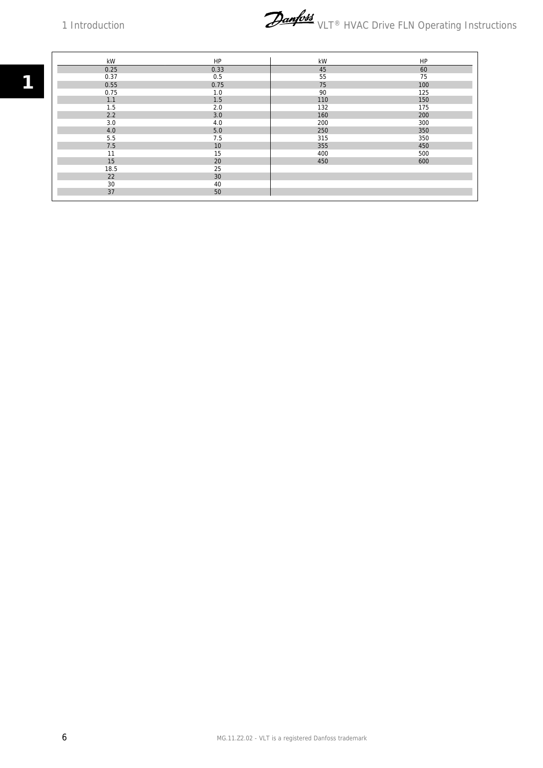| kW | HP | kW | HP |
|---|---|---|---|
| 0.25 | 0.33 | 45 | 60 |
| 0.37 | 0.5 | 55 | 75 |
| 0.55 | 0.75 | 75 | 100 |
| 0.75 | 1.0 | 90 | 125 |
| 1.1 | 1.5 | 110 | 150 |
| 1.5 | 2.0 | 132 | 175 |
| 2.2 | 3.0 | 160 | 200 |
| 3.0 | 4.0 | 200 | 300 |
| 4.0 | 5.0 | 250 | 350 |
| 5.5 | 7.5 | 315 | 350 |
| 7.5 | 10 | 355 | 450 |
| 11 | 15 | 400 | 500 |
| 15 | 20 | 450 | 600 |
| 18.5 | 25 | | |
| 22 | 30 | | |
| 30 | 40 | | |
| 37 | 50 | | |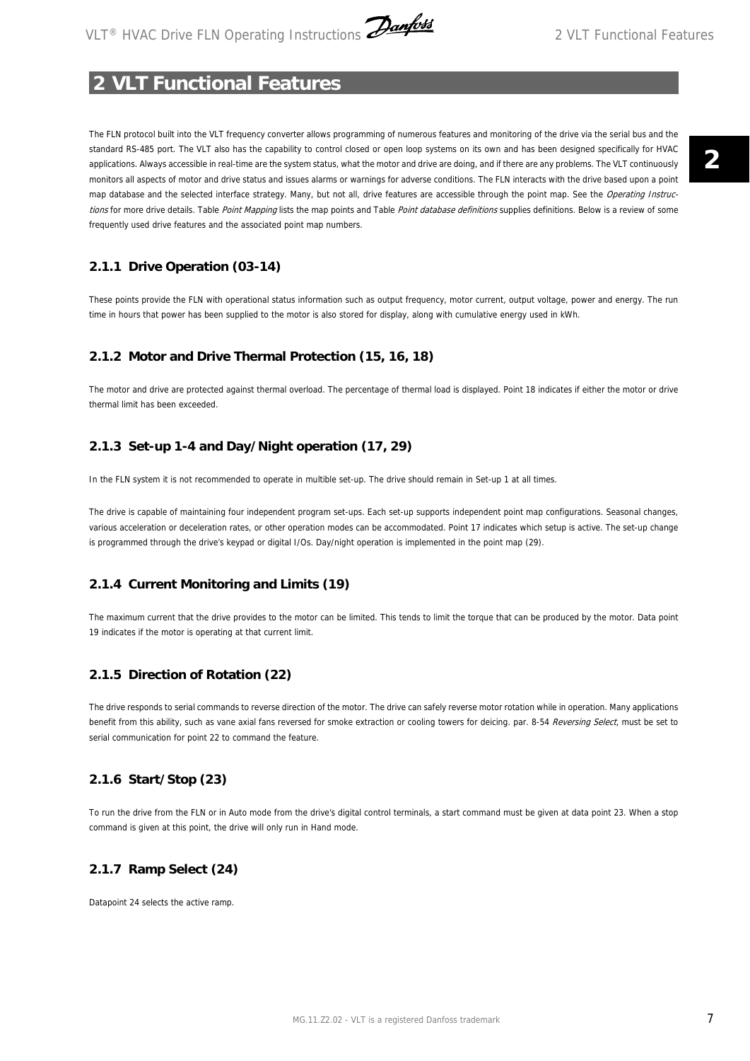# 2 VLT Functional Features

The FLN protocol built into the VLT frequency converter allows programming of numerous features and monitoring of the drive via the serial bus and the standard RS-485 port. The VLT also has the capability to control closed or open loop systems on its own and has been designed specifically for HVAC applications. Always accessible in real-time are the system status, what the motor and drive are doing, and if there are any problems. The VLT continuously monitors all aspects of motor and drive status and issues alarms or warnings for adverse conditions. The FLN interacts with the drive based upon a point map database and the selected interface strategy. Many, but not all, drive features are accessible through the point map. See the *Operating Instructions* for more drive details. Table *Point Mapping* lists the map points and Table *Point database definitions* supplies definitions. Below is a review of some frequently used drive features and the associated point map numbers.

### 2.1.1 Drive Operation (03-14)

These points provide the FLN with operational status information such as output frequency, motor current, output voltage, power and energy. The run time in hours that power has been supplied to the motor is also stored for display, along with cumulative energy used in kWh.

### 2.1.2 Motor and Drive Thermal Protection (15, 16, 18)

The motor and drive are protected against thermal overload. The percentage of thermal load is displayed. Point 18 indicates if either the motor or drive thermal limit has been exceeded.

### 2.1.3 Set-up 1-4 and Day/Night operation (17, 29)

In the FLN system it is not recommended to operate in multible set-up. The drive should remain in Set-up 1 at all times.

The drive is capable of maintaining four independent program set-ups. Each set-up supports independent point map configurations. Seasonal changes, various acceleration or deceleration rates, or other operation modes can be accommodated. Point 17 indicates which setup is active. The set-up change is programmed through the drive's keypad or digital I/Os. Day/night operation is implemented in the point map (29).

### 2.1.4 Current Monitoring and Limits (19)

The maximum current that the drive provides to the motor can be limited. This tends to limit the torque that can be produced by the motor. Data point 19 indicates if the motor is operating at that current limit.

### 2.1.5 Direction of Rotation (22)

The drive responds to serial commands to reverse direction of the motor. The drive can safely reverse motor rotation while in operation. Many applications benefit from this ability, such as vane axial fans reversed for smoke extraction or cooling towers for deicing. par. 8-54 *Reversing Select*, must be set to serial communication for point 22 to command the feature.

### 2.1.6 Start/Stop (23)

To run the drive from the FLN or in Auto mode from the drive's digital control terminals, a start command must be given at data point 23. When a stop command is given at this point, the drive will only run in Hand mode.

### 2.1.7 Ramp Select (24)

Datapoint 24 selects the active ramp.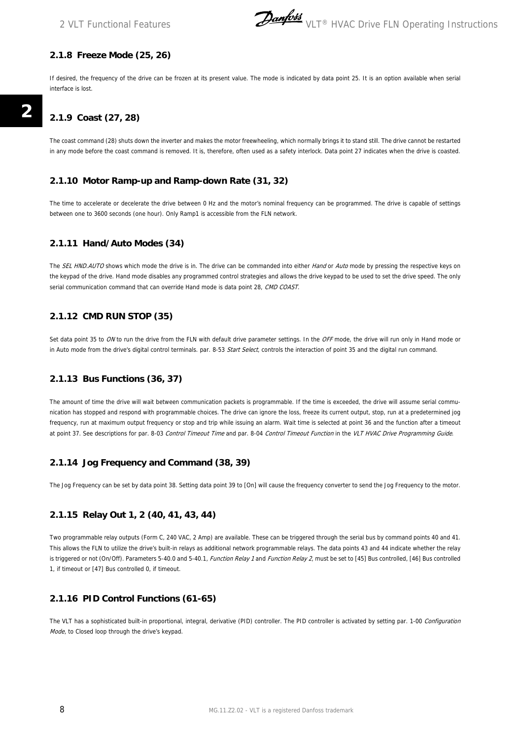### 2.1.8 Freeze Mode (25, 26)

If desired, the frequency of the drive can be frozen at its present value. The mode is indicated by data point 25. It is an option available when serial interface is lost.

### 2.1.9 Coast (27, 28)

The coast command (28) shuts down the inverter and makes the motor freewheeling, which normally brings it to stand still. The drive cannot be restarted in any mode before the coast command is removed. It is, therefore, often used as a safety interlock. Data point 27 indicates when the drive is coasted.

### 2.1.10 Motor Ramp-up and Ramp-down Rate (31, 32)

The time to accelerate or decelerate the drive between 0 Hz and the motor's nominal frequency can be programmed. The drive is capable of settings between one to 3600 seconds (one hour). Only Ramp1 is accessible from the FLN network.

### 2.1.11 Hand/Auto Modes (34)

The *SEL HND.AUTO* shows which mode the drive is in. The drive can be commanded into either *Hand* or *Auto* mode by pressing the respective keys on the keypad of the drive. Hand mode disables any programmed control strategies and allows the drive keypad to be used to set the drive speed. The only serial communication command that can override Hand mode is data point 28, *CMD COAST*.

### 2.1.12 CMD RUN STOP (35)

Set data point 35 to *ON* to run the drive from the FLN with default drive parameter settings. In the *OFF* mode, the drive will run only in Hand mode or in Auto mode from the drive's digital control terminals. par. 8-53 *Start Select*, controls the interaction of point 35 and the digital run command.

### 2.1.13 Bus Functions (36, 37)

The amount of time the drive will wait between communication packets is programmable. If the time is exceeded, the drive will assume serial communication has stopped and respond with programmable choices. The drive can ignore the loss, freeze its current output, stop, run at a predetermined jog frequency, run at maximum output frequency or stop and trip while issuing an alarm. Wait time is selected at point 36 and the function after a timeout at point 37. See descriptions for par. 8-03 *Control Timeout Time* and par. 8-04 *Control Timeout Function* in the *VLT HVAC Drive Programming Guide*.

### 2.1.14 Jog Frequency and Command (38, 39)

The Jog Frequency can be set by data point 38. Setting data point 39 to [On] will cause the frequency converter to send the Jog Frequency to the motor.

### 2.1.15 Relay Out 1, 2 (40, 41, 43, 44)

Two programmable relay outputs (Form C, 240 VAC, 2 Amp) are available. These can be triggered through the serial bus by command points 40 and 41. This allows the FLN to utilize the drive's built-in relays as additional network programmable relays. The data points 43 and 44 indicate whether the relay is triggered or not (On/Off). Parameters 5-40.0 and 5-40.1, *Function Relay 1* and *Function Relay 2*, must be set to [45] Bus controlled, [46] Bus controlled 1, if timeout or [47] Bus controlled 0, if timeout.

### 2.1.16 PID Control Functions (61-65)

The VLT has a sophisticated built-in proportional, integral, derivative (PID) controller. The PID controller is activated by setting par. 1-00 *Configuration Mode*, to Closed loop through the drive's keypad.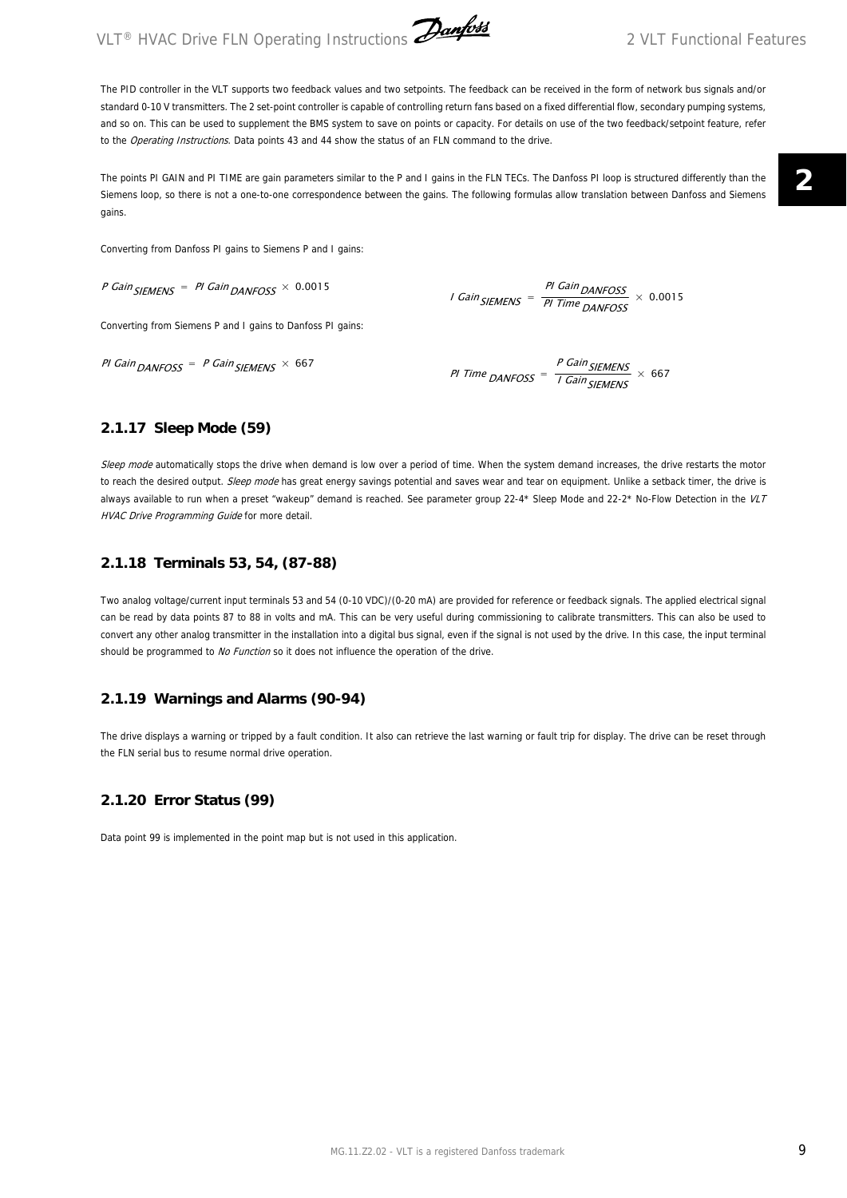The PID controller in the VLT supports two feedback values and two setpoints. The feedback can be received in the form of network bus signals and/or standard 0-10 V transmitters. The 2 set-point controller is capable of controlling return fans based on a fixed differential flow, secondary pumping systems, and so on. This can be used to supplement the BMS system to save on points or capacity. For details on use of the two feedback/setpoint feature, refer to the *Operating Instructions*. Data points 43 and 44 show the status of an FLN command to the drive.

The points PI GAIN and PI TIME are gain parameters similar to the P and I gains in the FLN TECs. The Danfoss PI loop is structured differently than the Siemens loop, so there is not a one-to-one correspondence between the gains. The following formulas allow translation between Danfoss and Siemens gains.

Converting from Danfoss PI gains to Siemens P and I gains:

$$P\ Gain_{SIEMENS} = PI\ Gain_{DANFOSS} \times 0.0015$$

$$I\ Gain_{SIEMENS} = \frac{PI\ Gain_{DANFOSS}}{PI\ Time_{DANFOSS}} \times 0.0015$$

Converting from Siemens P and I gains to Danfoss PI gains:

$$PI\ Gain_{DANFOSS} = P\ Gain_{SIEMENS} \times 667$$

$$PI\ Time_{DANFOSS} = \frac{P\ Gain_{SIEMENS}}{I\ Gain_{SIEMENS}} \times 667$$

## 2.1.17 Sleep Mode (59)

*Sleep mode* automatically stops the drive when demand is low over a period of time. When the system demand increases, the drive restarts the motor to reach the desired output. *Sleep mode* has great energy savings potential and saves wear and tear on equipment. Unlike a setback timer, the drive is always available to run when a preset "wakeup" demand is reached. See parameter group 22-4* Sleep Mode and 22-2* No-Flow Detection in the *VLT HVAC Drive Programming Guide* for more detail.

## 2.1.18 Terminals 53, 54, (87-88)

Two analog voltage/current input terminals 53 and 54 (0-10 VDC)/(0-20 mA) are provided for reference or feedback signals. The applied electrical signal can be read by data points 87 to 88 in volts and mA. This can be very useful during commissioning to calibrate transmitters. This can also be used to convert any other analog transmitter in the installation into a digital bus signal, even if the signal is not used by the drive. In this case, the input terminal should be programmed to *No Function* so it does not influence the operation of the drive.

## 2.1.19 Warnings and Alarms (90-94)

The drive displays a warning or tripped by a fault condition. It also can retrieve the last warning or fault trip for display. The drive can be reset through the FLN serial bus to resume normal drive operation.

## 2.1.20 Error Status (99)

Data point 99 is implemented in the point map but is not used in this application.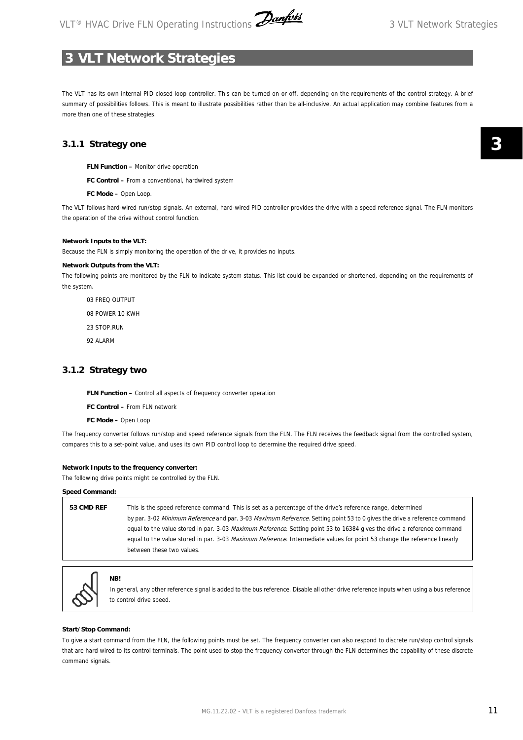# 3 VLT Network Strategies

The VLT has its own internal PID closed loop controller. This can be turned on or off, depending on the requirements of the control strategy. A brief summary of possibilities follows. This is meant to illustrate possibilities rather than be all-inclusive. An actual application may combine features from a more than one of these strategies.

## 3.1.1 Strategy one

**FLN Function –** Monitor drive operation

**FC Control –** From a conventional, hardwired system

**FC Mode –** Open Loop.

The VLT follows hard-wired run/stop signals. An external, hard-wired PID controller provides the drive with a speed reference signal. The FLN monitors the operation of the drive without control function.

**Network Inputs to the VLT:**

Because the FLN is simply monitoring the operation of the drive, it provides no inputs.

**Network Outputs from the VLT:**

The following points are monitored by the FLN to indicate system status. This list could be expanded or shortened, depending on the requirements of the system.

03 FREQ OUTPUT

08 POWER 10 KWH

23 STOP.RUN

92 ALARM

## 3.1.2 Strategy two

**FLN Function –** Control all aspects of frequency converter operation

**FC Control –** From FLN network

**FC Mode –** Open Loop

The frequency converter follows run/stop and speed reference signals from the FLN. The FLN receives the feedback signal from the controlled system, compares this to a set-point value, and uses its own PID control loop to determine the required drive speed.

**Network Inputs to the frequency converter:**

The following drive points might be controlled by the FLN.

**Speed Command:**

| | |
|---|---|
| **53 CMD REF** | This is the speed reference command. This is set as a percentage of the drive's reference range, determined by par. 3-02 *Minimum Reference* and par. 3-03 *Maximum Reference*. Setting point 53 to 0 gives the drive a reference command equal to the value stored in par. 3-03 *Maximum Reference*. Setting point 53 to 16384 gives the drive a reference command equal to the value stored in par. 3-03 *Maximum Reference*. Intermediate values for point 53 change the reference linearly between these two values. |

**NB!**

In general, any other reference signal is added to the bus reference. Disable all other drive reference inputs when using a bus reference to control drive speed.

**Start/Stop Command:**

To give a start command from the FLN, the following points must be set. The frequency converter can also respond to discrete run/stop control signals that are hard wired to its control terminals. The point used to stop the frequency converter through the FLN determines the capability of these discrete command signals.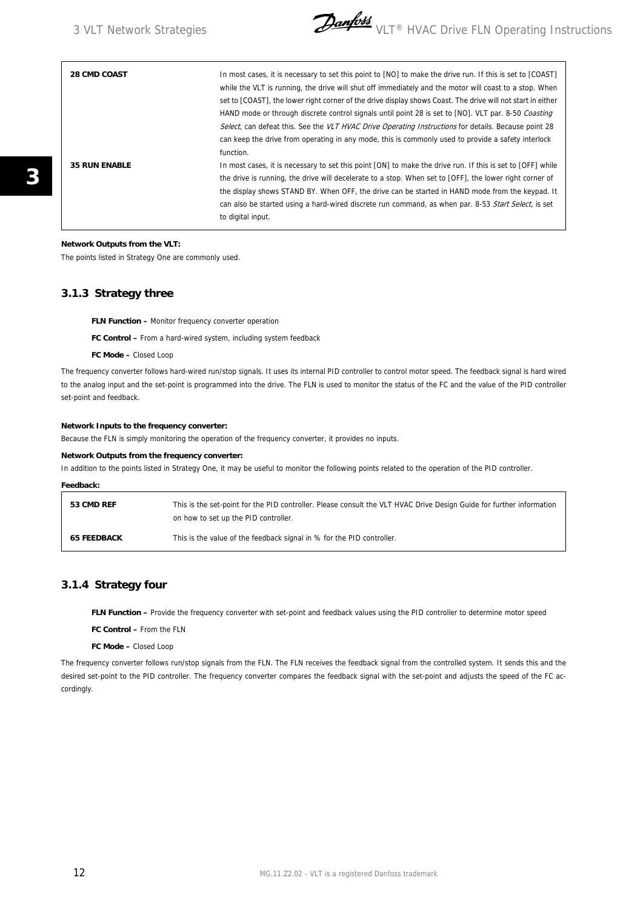| | |
|---|---|
| **28 CMD COAST** | In most cases, it is necessary to set this point to [NO] to make the drive run. If this is set to [COAST] while the VLT is running, the drive will shut off immediately and the motor will coast to a stop. When set to [COAST], the lower right corner of the drive display shows Coast. The drive will not start in either HAND mode or through discrete control signals until point 28 is set to [NO]. VLT par. 8-50 *Coasting Select*, can defeat this. See the *VLT HVAC Drive Operating Instructions* for details. Because point 28 can keep the drive from operating in any mode, this is commonly used to provide a safety interlock function. |
| **35 RUN ENABLE** | In most cases, it is necessary to set this point [ON] to make the drive run. If this is set to [OFF] while the drive is running, the drive will decelerate to a stop. When set to [OFF], the lower right corner of the display shows STAND BY. When OFF, the drive can be started in HAND mode from the keypad. It can also be started using a hard-wired discrete run command, as when par. 8-53 *Start Select*, is set to digital input. |

**Network Outputs from the VLT:**

The points listed in Strategy One are commonly used.

### 3.1.3 Strategy three

**FLN Function –** Monitor frequency converter operation

**FC Control –** From a hard-wired system, including system feedback

**FC Mode –** Closed Loop

The frequency converter follows hard-wired run/stop signals. It uses its internal PID controller to control motor speed. The feedback signal is hard wired to the analog input and the set-point is programmed into the drive. The FLN is used to monitor the status of the FC and the value of the PID controller set-point and feedback.

**Network Inputs to the frequency converter:**

Because the FLN is simply monitoring the operation of the frequency converter, it provides no inputs.

**Network Outputs from the frequency converter:**

In addition to the points listed in Strategy One, it may be useful to monitor the following points related to the operation of the PID controller.

**Feedback:**

| | |
|---|---|
| **53 CMD REF** | This is the set-point for the PID controller. Please consult the VLT HVAC Drive Design Guide for further information on how to set up the PID controller. |
| **65 FEEDBACK** | This is the value of the feedback signal in % for the PID controller. |

### 3.1.4 Strategy four

**FLN Function –** Provide the frequency converter with set-point and feedback values using the PID controller to determine motor speed

**FC Control –** From the FLN

**FC Mode –** Closed Loop

The frequency converter follows run/stop signals from the FLN. The FLN receives the feedback signal from the controlled system. It sends this and the desired set-point to the PID controller. The frequency converter compares the feedback signal with the set-point and adjusts the speed of the FC accordingly.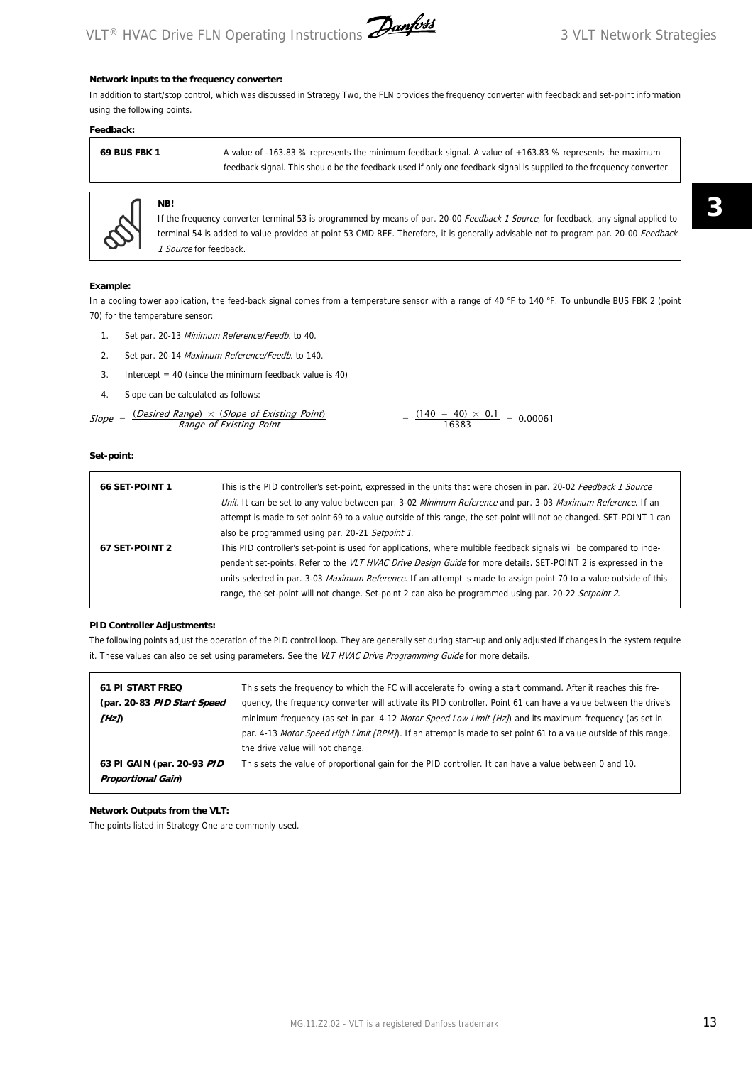**Network inputs to the frequency converter:**

In addition to start/stop control, which was discussed in Strategy Two, the FLN provides the frequency converter with feedback and set-point information using the following points.

**Feedback:**

| | |
|---|---|
| **69 BUS FBK 1** | A value of -163.83 % represents the minimum feedback signal. A value of +163.83 % represents the maximum feedback signal. This should be the feedback used if only one feedback signal is supplied to the frequency converter. |

> **NB!**
>
> If the frequency converter terminal 53 is programmed by means of par. 20-00 *Feedback 1 Source*, for feedback, any signal applied to terminal 54 is added to value provided at point 53 CMD REF. Therefore, it is generally advisable not to program par. 20-00 *Feedback 1 Source* for feedback.

**Example:**

In a cooling tower application, the feed-back signal comes from a temperature sensor with a range of 40 °F to 140 °F. To unbundle BUS FBK 2 (point 70) for the temperature sensor:

1. Set par. 20-13 *Minimum Reference/Feedb.* to 40.
2. Set par. 20-14 *Maximum Reference/Feedb.* to 140.
3. Intercept = 40 (since the minimum feedback value is 40)
4. Slope can be calculated as follows:

$$Slope = \frac{(Desired\ Range) \times (Slope\ of\ Existing\ Point)}{Range\ of\ Existing\ Point} = \frac{(140 - 40) \times 0.1}{16383} = 0.00061$$

**Set-point:**

| | |
|---|---|
| **66 SET-POINT 1** | This is the PID controller's set-point, expressed in the units that were chosen in par. 20-02 *Feedback 1 Source Unit*. It can be set to any value between par. 3-02 *Minimum Reference* and par. 3-03 *Maximum Reference*. If an attempt is made to set point 69 to a value outside of this range, the set-point will not be changed. SET-POINT 1 can also be programmed using par. 20-21 *Setpoint 1*. |
| **67 SET-POINT 2** | This PID controller's set-point is used for applications, where multiple feedback signals will be compared to independent set-points. Refer to the *VLT HVAC Drive Design Guide* for more details. SET-POINT 2 is expressed in the units selected in par. 3-03 *Maximum Reference*. If an attempt is made to assign point 70 to a value outside of this range, the set-point will not change. Set-point 2 can also be programmed using par. 20-22 *Setpoint 2*. |

**PID Controller Adjustments:**

The following points adjust the operation of the PID control loop. They are generally set during start-up and only adjusted if changes in the system require it. These values can also be set using parameters. See the *VLT HVAC Drive Programming Guide* for more details.

| | |
|---|---|
| **61 PI START FREQ (par. 20-83 *PID Start Speed [Hz]*)** | This sets the frequency to which the FC will accelerate following a start command. After it reaches this frequency, the frequency converter will activate its PID controller. Point 61 can have a value between the drive's minimum frequency (as set in par. 4-12 *Motor Speed Low Limit [Hz]*) and its maximum frequency (as set in par. 4-13 *Motor Speed High Limit [RPM]*). If an attempt is made to set point 61 to a value outside of this range, the drive value will not change. |
| **63 PI GAIN (par. 20-93 *PID Proportional Gain*)** | This sets the value of proportional gain for the PID controller. It can have a value between 0 and 10. |

**Network Outputs from the VLT:**

The points listed in Strategy One are commonly used.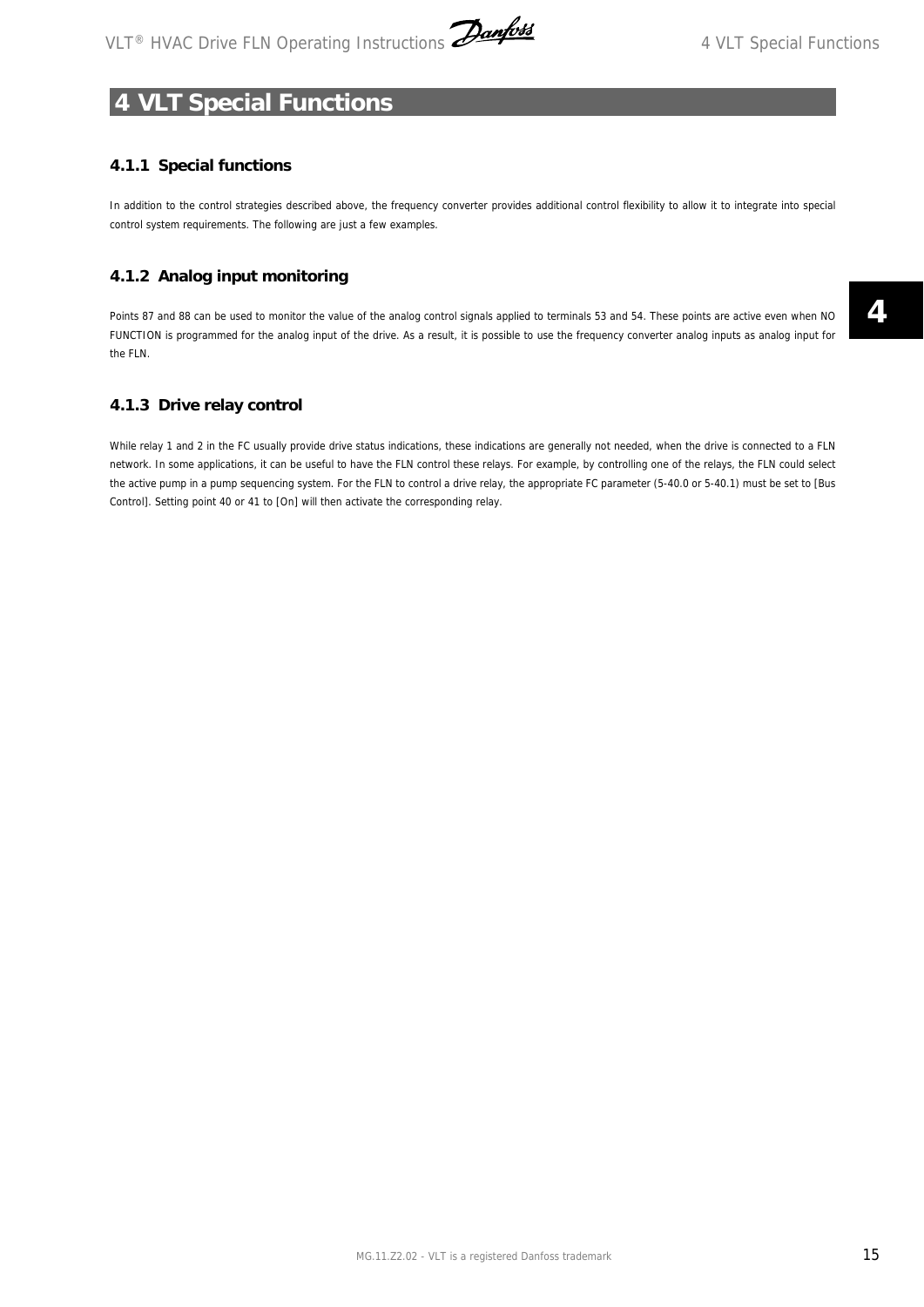# 4 VLT Special Functions

### 4.1.1 Special functions

In addition to the control strategies described above, the frequency converter provides additional control flexibility to allow it to integrate into special control system requirements. The following are just a few examples.

### 4.1.2 Analog input monitoring

Points 87 and 88 can be used to monitor the value of the analog control signals applied to terminals 53 and 54. These points are active even when NO FUNCTION is programmed for the analog input of the drive. As a result, it is possible to use the frequency converter analog inputs as analog input for the FLN.

### 4.1.3 Drive relay control

While relay 1 and 2 in the FC usually provide drive status indications, these indications are generally not needed, when the drive is connected to a FLN network. In some applications, it can be useful to have the FLN control these relays. For example, by controlling one of the relays, the FLN could select the active pump in a pump sequencing system. For the FLN to control a drive relay, the appropriate FC parameter (5-40.0 or 5-40.1) must be set to [Bus Control]. Setting point 40 or 41 to [On] will then activate the corresponding relay.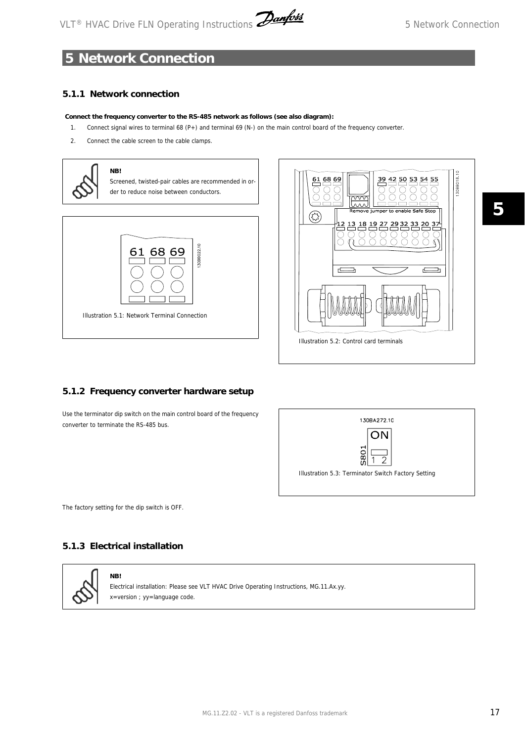# 5 Network Connection

## 5.1.1 Network connection

**Connect the frequency converter to the RS-485 network as follows (see also diagram):**

1. Connect signal wires to terminal 68 (P+) and terminal 69 (N-) on the main control board of the frequency converter.
2. Connect the cable screen to the cable clamps.

> **NB!**
> Screened, twisted-pair cables are recommended in order to reduce noise between conductors.

Illustration 5.1: Network Terminal Connection

Illustration 5.2: Control card terminals

## 5.1.2 Frequency converter hardware setup

Use the terminator dip switch on the main control board of the frequency converter to terminate the RS-485 bus.

Illustration 5.3: Terminator Switch Factory Setting

The factory setting for the dip switch is OFF.

## 5.1.3 Electrical installation

> **NB!**
> Electrical installation: Please see VLT HVAC Drive Operating Instructions, MG.11.Ax.yy.
> x=version ; yy=language code.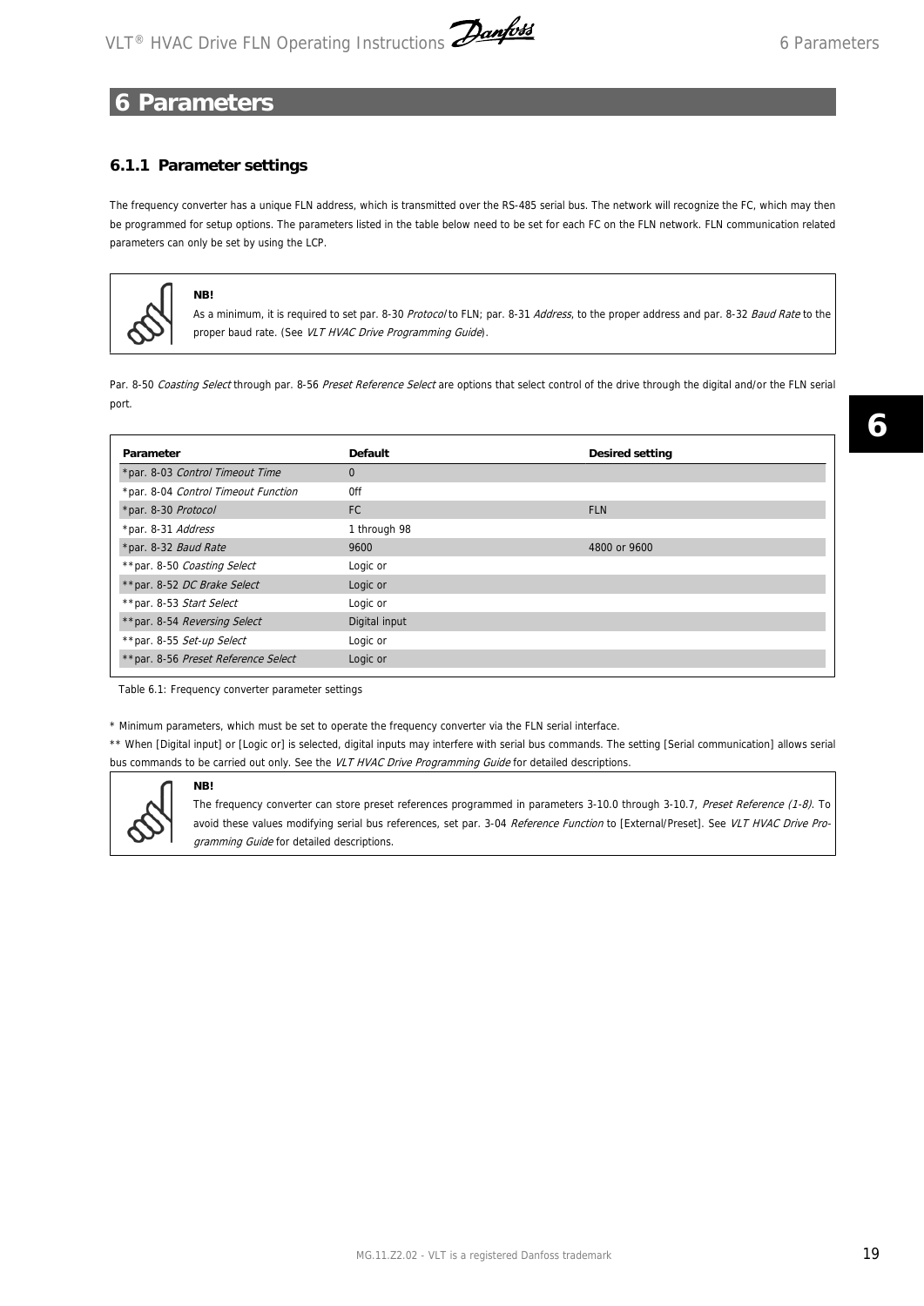# 6 Parameters

## 6.1.1 Parameter settings

The frequency converter has a unique FLN address, which is transmitted over the RS-485 serial bus. The network will recognize the FC, which may then be programmed for setup options. The parameters listed in the table below need to be set for each FC on the FLN network. FLN communication related parameters can only be set by using the LCP.

**NB!**

As a minimum, it is required to set par. 8-30 *Protocol* to FLN; par. 8-31 *Address*, to the proper address and par. 8-32 *Baud Rate* to the proper baud rate. (See *VLT HVAC Drive Programming Guide*).

Par. 8-50 *Coasting Select* through par. 8-56 *Preset Reference Select* are options that select control of the drive through the digital and/or the FLN serial port.

| Parameter | Default | Desired setting |
|---|---|---|
| *par. 8-03 *Control Timeout Time* | 0 | |
| *par. 8-04 *Control Timeout Function* | Off | |
| *par. 8-30 *Protocol* | FC | FLN |
| *par. 8-31 *Address* | 1 through 98 | |
| *par. 8-32 *Baud Rate* | 9600 | 4800 or 9600 |
| **par. 8-50 *Coasting Select* | Logic or | |
| **par. 8-52 *DC Brake Select* | Logic or | |
| **par. 8-53 *Start Select* | Logic or | |
| **par. 8-54 *Reversing Select* | Digital input | |
| **par. 8-55 *Set-up Select* | Logic or | |
| **par. 8-56 *Preset Reference Select* | Logic or | |

Table 6.1: Frequency converter parameter settings

\* Minimum parameters, which must be set to operate the frequency converter via the FLN serial interface.

\** When [Digital input] or [Logic or] is selected, digital inputs may interfere with serial bus commands. The setting [Serial communication] allows serial bus commands to be carried out only. See the *VLT HVAC Drive Programming Guide* for detailed descriptions.

**NB!**

The frequency converter can store preset references programmed in parameters 3-10.0 through 3-10.7, *Preset Reference (1-8)*. To avoid these values modifying serial bus references, set par. 3-04 *Reference Function* to [External/Preset]. See *VLT HVAC Drive Programming Guide* for detailed descriptions.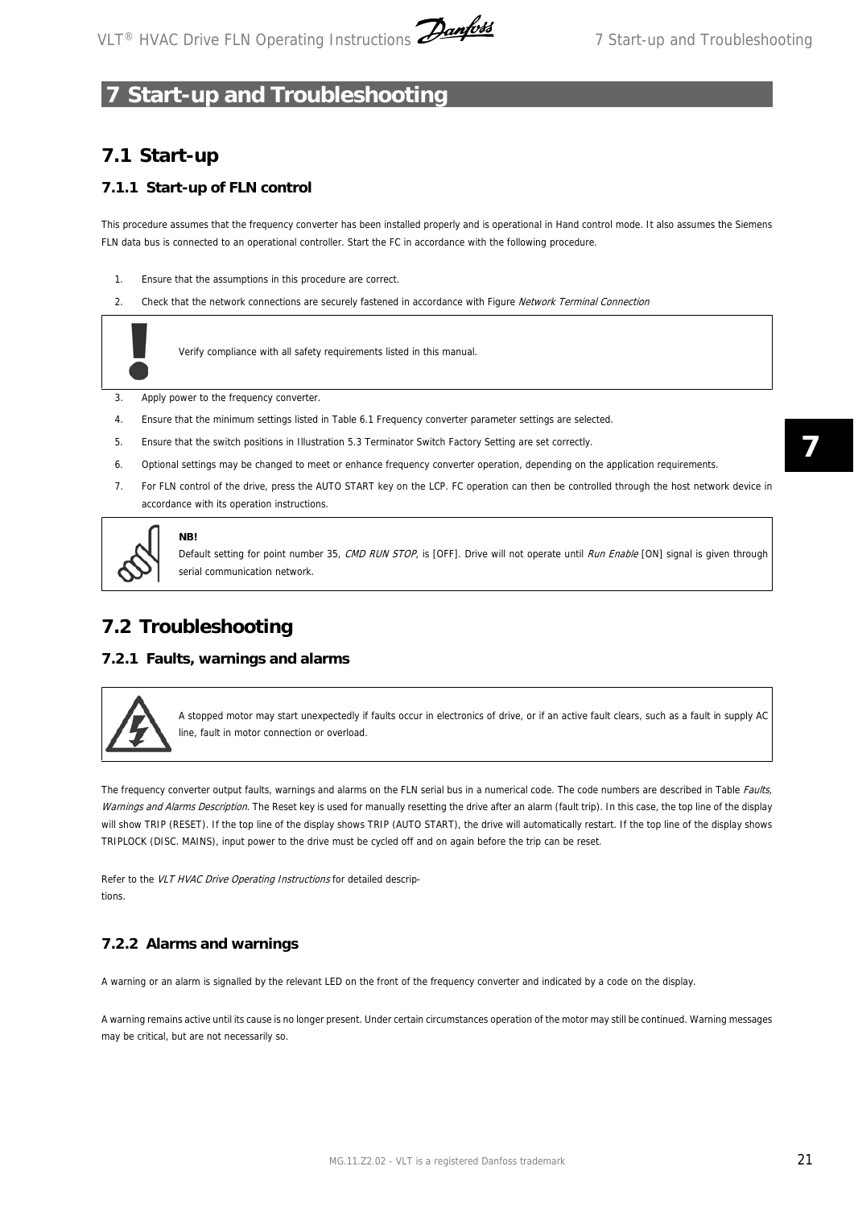// 7 Start-up and Troubleshooting

## 7.1 Start-up

### 7.1.1 Start-up of FLN control

This procedure assumes that the frequency converter has been installed properly and is operational in Hand control mode. It also assumes the Siemens FLN data bus is connected to an operational controller. Start the FC in accordance with the following procedure.

1. Ensure that the assumptions in this procedure are correct.
2. Check that the network connections are securely fastened in accordance with Figure *Network Terminal Connection*

> Verify compliance with all safety requirements listed in this manual.

3. Apply power to the frequency converter.
4. Ensure that the minimum settings listed in Table 6.1 Frequency converter parameter settings are selected.
5. Ensure that the switch positions in Illustration 5.3 Terminator Switch Factory Setting are set correctly.
6. Optional settings may be changed to meet or enhance frequency converter operation, depending on the application requirements.
7. For FLN control of the drive, press the AUTO START key on the LCP. FC operation can then be controlled through the host network device in accordance with its operation instructions.

> **NB!**
> Default setting for point number 35, *CMD RUN STOP*, is [OFF]. Drive will not operate until *Run Enable* [ON] signal is given through serial communication network.

## 7.2 Troubleshooting

### 7.2.1 Faults, warnings and alarms

> A stopped motor may start unexpectedly if faults occur in electronics of drive, or if an active fault clears, such as a fault in supply AC line, fault in motor connection or overload.

The frequency converter output faults, warnings and alarms on the FLN serial bus in a numerical code. The code numbers are described in Table *Faults, Warnings and Alarms Description*. The Reset key is used for manually resetting the drive after an alarm (fault trip). In this case, the top line of the display will show TRIP (RESET). If the top line of the display shows TRIP (AUTO START), the drive will automatically restart. If the top line of the display shows TRIPLOCK (DISC. MAINS), input power to the drive must be cycled off and on again before the trip can be reset.

Refer to the *VLT HVAC Drive Operating Instructions* for detailed descriptions.

### 7.2.2 Alarms and warnings

A warning or an alarm is signalled by the relevant LED on the front of the frequency converter and indicated by a code on the display.

A warning remains active until its cause is no longer present. Under certain circumstances operation of the motor may still be continued. Warning messages may be critical, but are not necessarily so.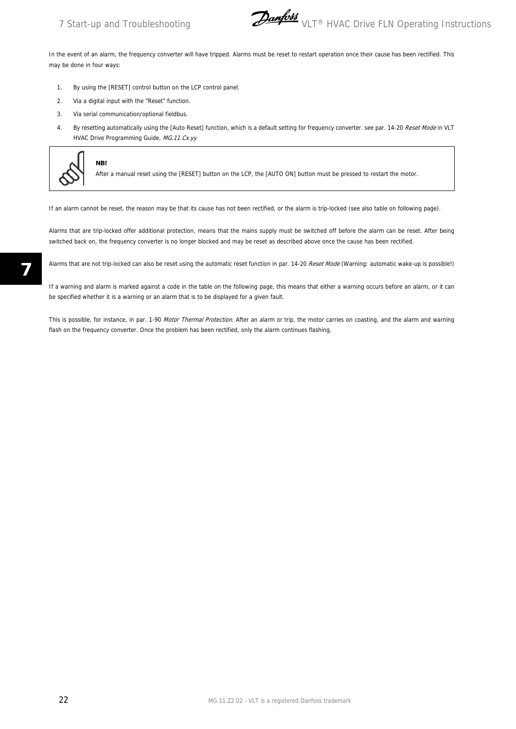In the event of an alarm, the frequency converter will have tripped. Alarms must be reset to restart operation once their cause has been rectified. This may be done in four ways:

1. By using the [RESET] control button on the LCP control panel.
2. Via a digital input with the "Reset" function.
3. Via serial communication/optional fieldbus.
4. By resetting automatically using the [Auto Reset] function, which is a default setting for frequency converter. see par. 14-20 *Reset Mode* in VLT HVAC Drive Programming Guide, *MG.11.Cx.yy*

> **NB!**
> After a manual reset using the [RESET] button on the LCP, the [AUTO ON] button must be pressed to restart the motor.

If an alarm cannot be reset, the reason may be that its cause has not been rectified, or the alarm is trip-locked (see also table on following page).

Alarms that are trip-locked offer additional protection, means that the mains supply must be switched off before the alarm can be reset. After being switched back on, the frequency converter is no longer blocked and may be reset as described above once the cause has been rectified.

Alarms that are not trip-locked can also be reset using the automatic reset function in par. 14-20 *Reset Mode* (Warning: automatic wake-up is possible!)

If a warning and alarm is marked against a code in the table on the following page, this means that either a warning occurs before an alarm, or it can be specified whether it is a warning or an alarm that is to be displayed for a given fault.

This is possible, for instance, in par. 1-90 *Motor Thermal Protection*. After an alarm or trip, the motor carries on coasting, and the alarm and warning flash on the frequency converter. Once the problem has been rectified, only the alarm continues flashing.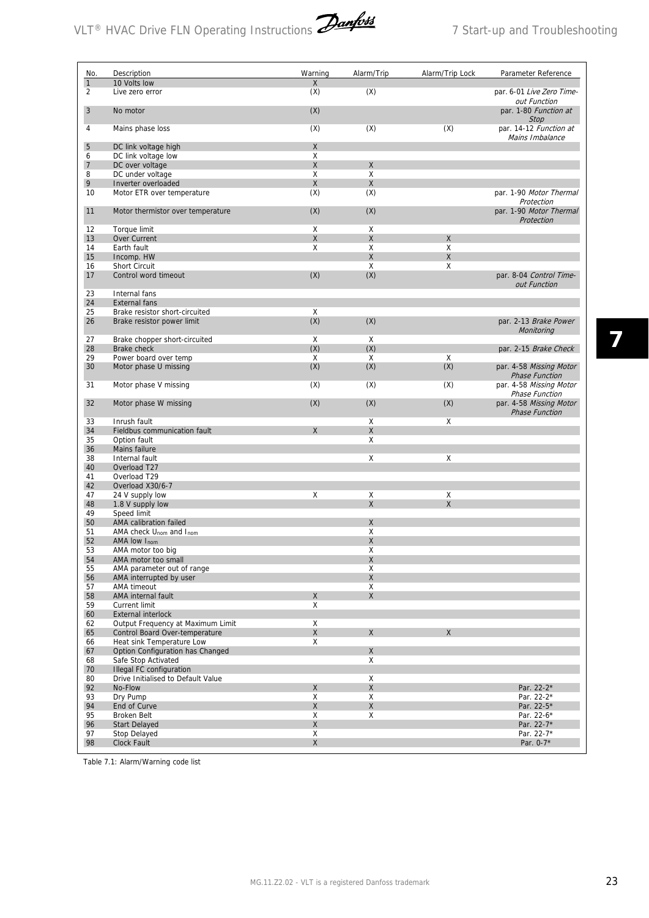| No. | Description | Warning | Alarm/Trip | Alarm/Trip Lock | Parameter Reference |
|---|---|---|---|---|---|
| 1 | 10 Volts low | X | | | |
| 2 | Live zero error | (X) | (X) | | par. 6-01 *Live Zero Time-out Function* |
| 3 | No motor | (X) | | | par. 1-80 *Function at Stop* |
| 4 | Mains phase loss | (X) | (X) | (X) | par. 14-12 *Function at Mains Imbalance* |
| 5 | DC link voltage high | X | | | |
| 6 | DC link voltage low | X | | | |
| 7 | DC over voltage | X | X | | |
| 8 | DC under voltage | X | X | | |
| 9 | Inverter overloaded | X | X | | |
| 10 | Motor ETR over temperature | (X) | (X) | | par. 1-90 *Motor Thermal Protection* |
| 11 | Motor thermistor over temperature | (X) | (X) | | par. 1-90 *Motor Thermal Protection* |
| 12 | Torque limit | X | X | | |
| 13 | Over Current | X | X | X | |
| 14 | Earth fault | X | X | X | |
| 15 | Incomp. HW | | X | X | |
| 16 | Short Circuit | | X | X | |
| 17 | Control word timeout | (X) | (X) | | par. 8-04 *Control Time-out Function* |
| 23 | Internal fans | | | | |
| 24 | External fans | | | | |
| 25 | Brake resistor short-circuited | X | | | |
| 26 | Brake resistor power limit | (X) | (X) | | par. 2-13 *Brake Power Monitoring* |
| 27 | Brake chopper short-circuited | X | X | | |
| 28 | Brake check | (X) | (X) | | par. 2-15 *Brake Check* |
| 29 | Power board over temp | X | X | X | |
| 30 | Motor phase U missing | (X) | (X) | (X) | par. 4-58 *Missing Motor Phase Function* |
| 31 | Motor phase V missing | (X) | (X) | (X) | par. 4-58 *Missing Motor Phase Function* |
| 32 | Motor phase W missing | (X) | (X) | (X) | par. 4-58 *Missing Motor Phase Function* |
| 33 | Inrush fault | | X | X | |
| 34 | Fieldbus communication fault | X | X | | |
| 35 | Option fault | | X | | |
| 36 | Mains failure | | | | |
| 38 | Internal fault | | X | X | |
| 40 | Overload T27 | | | | |
| 41 | Overload T29 | | | | |
| 42 | Overload X30/6-7 | | | | |
| 47 | 24 V supply low | X | X | X | |
| 48 | 1.8 V supply low | | X | X | |
| 49 | Speed limit | | | | |
| 50 | AMA calibration failed | | X | | |
| 51 | AMA check $U_{nom}$ and $I_{nom}$ | | X | | |
| 52 | AMA low $I_{nom}$ | | X | | |
| 53 | AMA motor too big | | X | | |
| 54 | AMA motor too small | | X | | |
| 55 | AMA parameter out of range | | X | | |
| 56 | AMA interrupted by user | | X | | |
| 57 | AMA timeout | | X | | |
| 58 | AMA internal fault | X | X | | |
| 59 | Current limit | X | | | |
| 60 | External interlock | | | | |
| 62 | Output Frequency at Maximum Limit | X | | | |
| 65 | Control Board Over-temperature | X | X | X | |
| 66 | Heat sink Temperature Low | X | | | |
| 67 | Option Configuration has Changed | | X | | |
| 68 | Safe Stop Activated | | X | | |
| 70 | Illegal FC configuration | | | | |
| 80 | Drive Initialised to Default Value | | X | | |
| 92 | No-Flow | X | X | | Par. 22-2* |
| 93 | Dry Pump | X | X | | Par. 22-2* |
| 94 | End of Curve | X | X | | Par. 22-5* |
| 95 | Broken Belt | X | X | | Par. 22-6* |
| 96 | Start Delayed | X | | | Par. 22-7* |
| 97 | Stop Delayed | X | | | Par. 22-7* |
| 98 | Clock Fault | X | | | Par. 0-7* |

Table 7.1: Alarm/Warning code list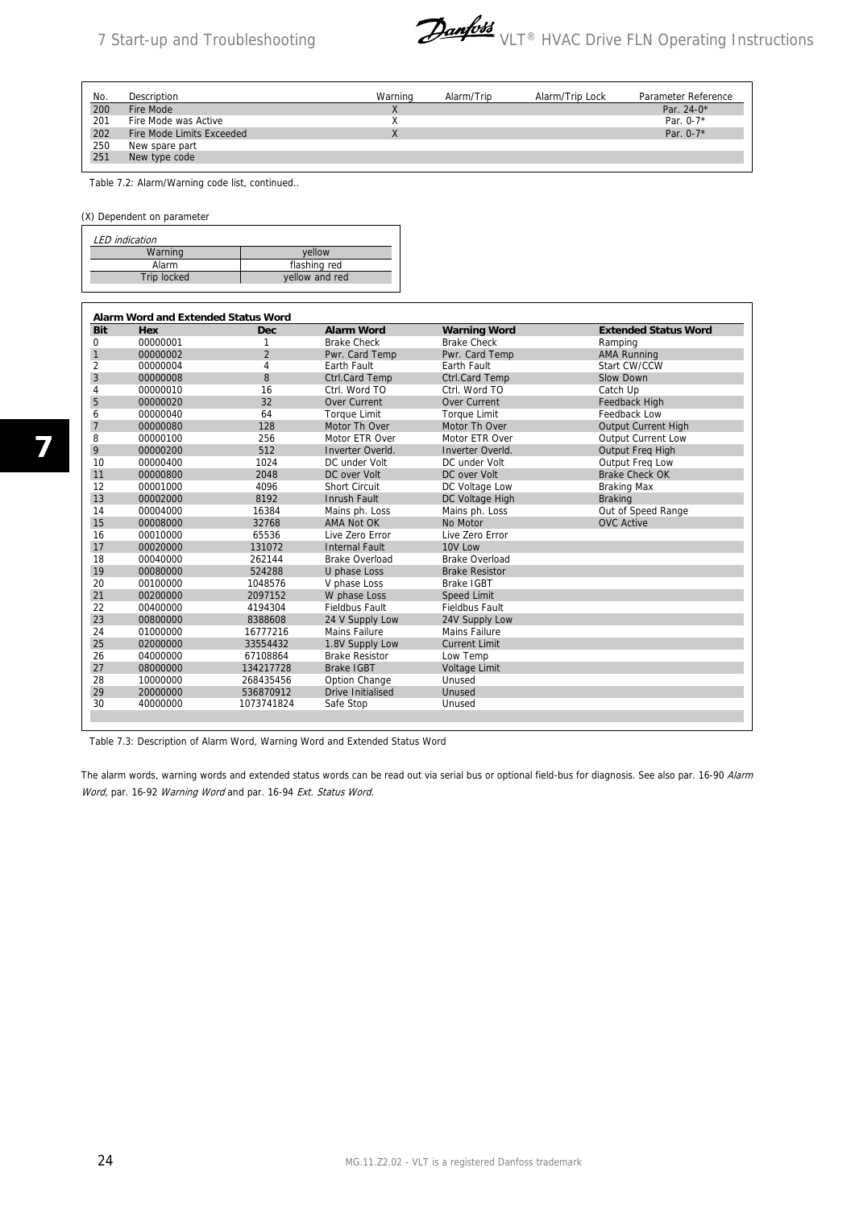| No. | Description | Warning | Alarm/Trip | Alarm/Trip Lock | Parameter Reference |
|---|---|---|---|---|---|
| 200 | Fire Mode | X | | | Par. 24-0* |
| 201 | Fire Mode was Active | X | | | Par. 0-7* |
| 202 | Fire Mode Limits Exceeded | X | | | Par. 0-7* |
| 250 | New spare part | | | | |
| 251 | New type code | | | | |

Table 7.2: Alarm/Warning code list, continued..

(X) Dependent on parameter

| *LED indication* | |
|---|---|
| Warning | yellow |
| Alarm | flashing red |
| Trip locked | yellow and red |

**Alarm Word and Extended Status Word**

| Bit | Hex | Dec | Alarm Word | Warning Word | Extended Status Word |
|---|---|---|---|---|---|
| 0 | 00000001 | 1 | Brake Check | Brake Check | Ramping |
| 1 | 00000002 | 2 | Pwr. Card Temp | Pwr. Card Temp | AMA Running |
| 2 | 00000004 | 4 | Earth Fault | Earth Fault | Start CW/CCW |
| 3 | 00000008 | 8 | Ctrl.Card Temp | Ctrl.Card Temp | Slow Down |
| 4 | 00000010 | 16 | Ctrl. Word TO | Ctrl. Word TO | Catch Up |
| 5 | 00000020 | 32 | Over Current | Over Current | Feedback High |
| 6 | 00000040 | 64 | Torque Limit | Torque Limit | Feedback Low |
| 7 | 00000080 | 128 | Motor Th Over | Motor Th Over | Output Current High |
| 8 | 00000100 | 256 | Motor ETR Over | Motor ETR Over | Output Current Low |
| 9 | 00000200 | 512 | Inverter Overld. | Inverter Overld. | Output Freq High |
| 10 | 00000400 | 1024 | DC under Volt | DC under Volt | Output Freq Low |
| 11 | 00000800 | 2048 | DC over Volt | DC over Volt | Brake Check OK |
| 12 | 00001000 | 4096 | Short Circuit | DC Voltage Low | Braking Max |
| 13 | 00002000 | 8192 | Inrush Fault | DC Voltage High | Braking |
| 14 | 00004000 | 16384 | Mains ph. Loss | Mains ph. Loss | Out of Speed Range |
| 15 | 00008000 | 32768 | AMA Not OK | No Motor | OVC Active |
| 16 | 00010000 | 65536 | Live Zero Error | Live Zero Error | |
| 17 | 00020000 | 131072 | Internal Fault | 10V Low | |
| 18 | 00040000 | 262144 | Brake Overload | Brake Overload | |
| 19 | 00080000 | 524288 | U phase Loss | Brake Resistor | |
| 20 | 00100000 | 1048576 | V phase Loss | Brake IGBT | |
| 21 | 00200000 | 2097152 | W phase Loss | Speed Limit | |
| 22 | 00400000 | 4194304 | Fieldbus Fault | Fieldbus Fault | |
| 23 | 00800000 | 8388608 | 24 V Supply Low | 24V Supply Low | |
| 24 | 01000000 | 16777216 | Mains Failure | Mains Failure | |
| 25 | 02000000 | 33554432 | 1.8V Supply Low | Current Limit | |
| 26 | 04000000 | 67108864 | Brake Resistor | Low Temp | |
| 27 | 08000000 | 134217728 | Brake IGBT | Voltage Limit | |
| 28 | 10000000 | 268435456 | Option Change | Unused | |
| 29 | 20000000 | 536870912 | Drive Initialised | Unused | |
| 30 | 40000000 | 1073741824 | Safe Stop | Unused | |

Table 7.3: Description of Alarm Word, Warning Word and Extended Status Word

The alarm words, warning words and extended status words can be read out via serial bus or optional field-bus for diagnosis. See also par. 16-90 *Alarm Word*, par. 16-92 *Warning Word* and par. 16-94 *Ext. Status Word*.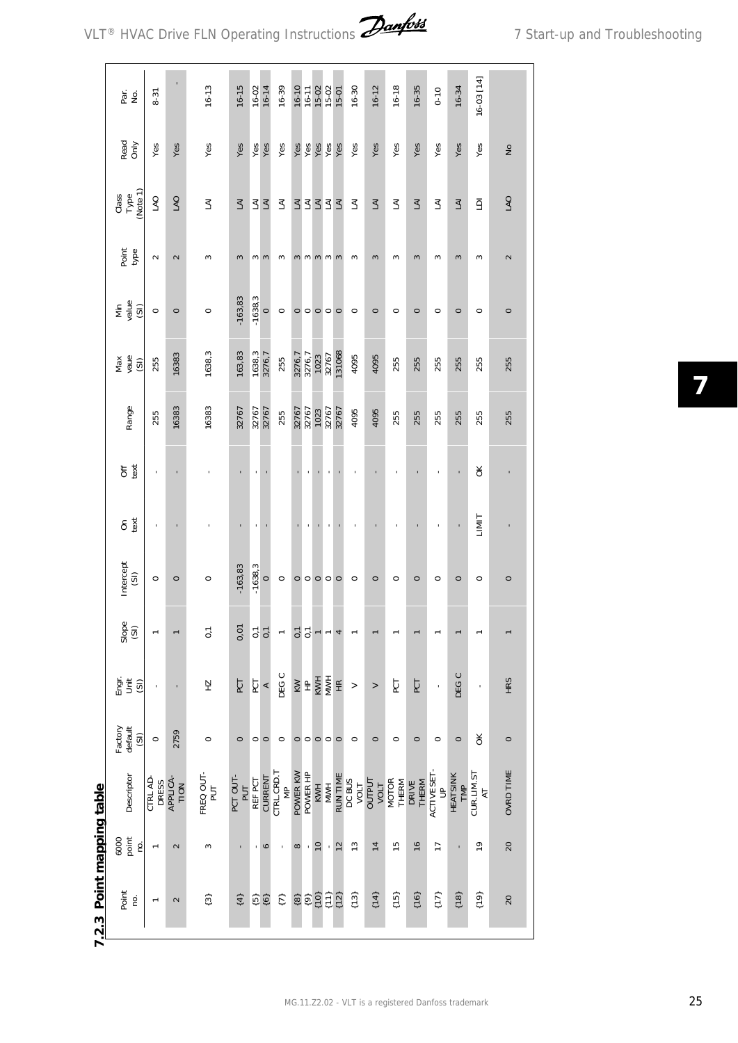### 7.2.3 Point mapping table

| Point no. | 6000 point no. | Descriptor | Factory default (SI) | Engr. Unit (SI) | Slope (SI) | Intercept (SI) | On text | Off text | Range | Max vaue (SI) | Min value (SI) | Point type | Class Type (Note 1) | Read Only | Par. No. |
|---|---|---|---|---|---|---|---|---|---|---|---|---|---|---|---|
| 1 | 1 | CTRL ADDRESS | 0 | - | 1 | 0 | - | - | 255 | 255 | 0 | 2 | LAO | Yes | 8-31 |
| 2 | 2 | APPLICATION | 2759 | - | 1 | 0 | - | - | 16383 | 16383 | 0 | 2 | LAO | Yes | - |
| {3} | 3 | FREQ OUTPUT | 0 | HZ | 0,1 | 0 | - | - | 16383 | 1638,3 | 0 | 3 | LAI | Yes | 16-13 |
| {4} | - | PCT OUTPUT | 0 | PCT | 0,01 | -163,83 | - | - | 32767 | 163,83 | -163,83 | 3 | LAI | Yes | 16-15 |
| {5} | - | REF PCT | 0 | PCT | 0,1 | -1638,3 | - | - | 32767 | 1638,3 | -1638,3 | 3 | LAI | Yes | 16-02 |
| {6} | 6 | CURRENT | 0 | A | 0,1 | 0 | - | - | 32767 | 3276,7 | 0 | 3 | LAI | Yes | 16-14 |
| {7} | - | CTRL CRD.TMP | 0 | DEG C | 1 | 0 | | | 255 | 255 | 0 | 3 | LAI | Yes | 16-39 |
| {8} | 8 | POWER KW | 0 | KW | 0,1 | 0 | - | - | 32767 | 3276,7 | 0 | 3 | LAI | Yes | 16-10 |
| {9} | - | POWER HP | 0 | HP | 0,1 | 0 | - | - | 32767 | 3276,7 | 0 | 3 | LAI | Yes | 16-11 |
| {10} | 10 | KWH | 0 | KWH | 1 | 0 | - | - | 1023 | 1023 | 0 | 3 | LAI | Yes | 15-02 |
| {11} | - | MWH | 0 | MWH | 1 | 0 | - | - | 32767 | 32767 | 0 | 3 | LAI | Yes | 15-02 |
| {12} | 12 | RUN TIME | 0 | HR | 4 | 0 | - | - | 32767 | 131068 | 0 | 3 | LAI | Yes | 15-01 |
| {13} | 13 | DC BUS VOLT | 0 | V | 1 | 0 | - | - | 4095 | 4095 | 0 | 3 | LAI | Yes | 16-30 |
| {14} | 14 | OUTPUT VOLT | 0 | V | 1 | 0 | - | - | 4095 | 4095 | 0 | 3 | LAI | Yes | 16-12 |
| {15} | 15 | MOTOR THERM | 0 | PCT | 1 | 0 | - | - | 255 | 255 | 0 | 3 | LAI | Yes | 16-18 |
| {16} | 16 | DRIVE THERM | 0 | PCT | 1 | 0 | - | - | 255 | 255 | 0 | 3 | LAI | Yes | 16-35 |
| {17} | 17 | ACTIVE SETUP | 0 | - | 1 | 0 | - | - | 255 | 255 | 0 | 3 | LAI | Yes | 0-10 |
| {18} | - | HEATSINK TMP | 0 | DEG C | 1 | 0 | - | - | 255 | 255 | 0 | 3 | LAI | Yes | 16-34 |
| {19} | 19 | CUR.LIM.STAT | OK | - | 1 | 0 | LIMIT | OK | 255 | 255 | 0 | 3 | LDI | Yes | 16-03 [14] |
| 20 | 20 | OVRD TIME | 0 | HRS | 1 | 0 | - | - | 255 | 255 | 0 | 2 | LAO | No | |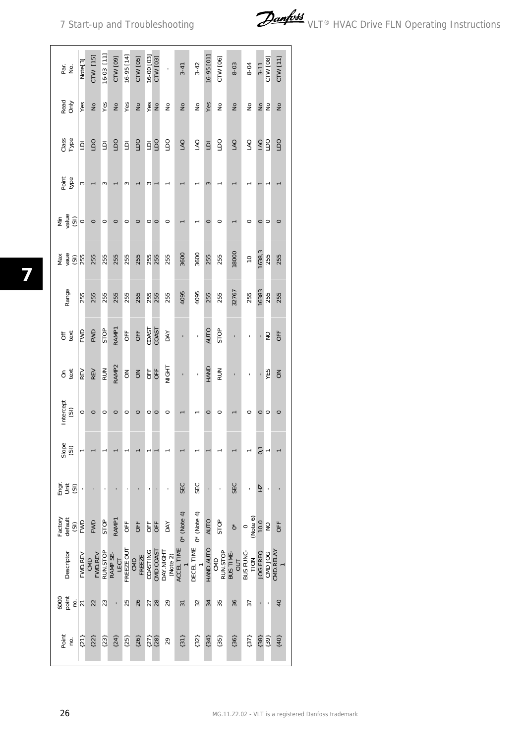| Point no. | 6000 point no. | Descriptor | Factory default (SI) | Engr. Unit (SI) | Slope (SI) | Intercept (SI) | On text | Off text | Range | Max vaue (SI) | Min value (SI) | Point type | Class Type | Read Only | Par. No. |
|---|---|---|---|---|---|---|---|---|---|---|---|---|---|---|---|
| {21} | 21 | FWD.REV | FWD | - | 1 | 0 | REV | FWD | 255 | 255 | 0 | 3 | LDI | Yes | Note[3] |
| {22} | 22 | CMD FWD.REV | FWD | - | 1 | 0 | REV | FWD | 255 | 255 | 0 | 1 | LDO | No | CTW [15] |
| {23} | 23 | RUN.STOP | STOP | - | 1 | 0 | RUN | STOP | 255 | 255 | 0 | 3 | LDI | Yes | 16-03 [11] |
| {24} | - | RAMP SELECT | RAMP1 | - | 1 | 0 | RAMP2 | RAMP1 | 255 | 255 | 0 | 1 | LDO | No | CTW [09] |
| {25} | 25 | FREEZE OUT | OFF | - | 1 | 0 | ON | OFF | 255 | 255 | 0 | 3 | LDI | Yes | 16-95 [14] |
| {26} | 26 | CMD FREEZE | OFF | - | 1 | 0 | ON | OFF | 255 | 255 | 0 | 1 | LDO | No | CTW [05] |
| {27} | 27 | COASTING | OFF | - | 1 | 0 | OFF | COAST | 255 | 255 | 0 | 3 | LDI | Yes | 16-00 [03] |
| {28} | 28 | CMD COAST | OFF | - | 1 | 0 | OFF | COAST | 255 | 255 | 0 | 1 | LDO | No | CTW [03] |
| 29 | 29 | DAY.NIGHT (Note 2) | DAY | - | 1 | 0 | NIGHT | DAY | 255 | 255 | 0 | 1 | LDO | No | - |
| {31} | 31 | ACCEL TIME 1 | 0* (Note 4) | SEC | 1 | 1 | - | - | 4095 | 3600 | 1 | 1 | LAO | No | 3-41 |
| {32} | 32 | DECEL TIME 1 | 0* (Note 4) | SEC | 1 | 1 | - | - | 4095 | 3600 | 1 | 1 | LAO | No | 3-42 |
| {34} | 34 | HAND.AUTO | AUTO | - | 1 | 0 | HAND | AUTO | 255 | 255 | 0 | 3 | LDI | Yes | 16-95 [01] |
| {35} | 35 | CMD RUN.STOP | STOP | - | 1 | 0 | RUN | STOP | 255 | 255 | 0 | 1 | LDO | No | CTW [06] |
| {36} | 36 | BUS TIME-OUT | 0* | SEC | 1 | 1 | - | - | 32767 | 18000 | 1 | 1 | LAO | No | 8-03 |
| {37} | 37 | BUS FUNCTION | 0 (Note 6) | - | 1 | 0 | - | - | 255 | 10 | 0 | 1 | LAO | No | 8-04 |
| {38} | - | JOG FREQ | 10.0 | HZ | 0,1 | 0 | - | - | 16383 | 1638,3 | 0 | 1 | LAO | No | 3-11 |
| {39} | - | CMD JOG | NO | - | 1 | 0 | YES | NO | 255 | 255 | 0 | 1 | LDO | No | CTW [08] |
| {40} | 40 | CMD.RELAY 1 | OFF | - | 1 | 0 | ON | OFF | 255 | 255 | 0 | 1 | LDO | No | CTW [11] |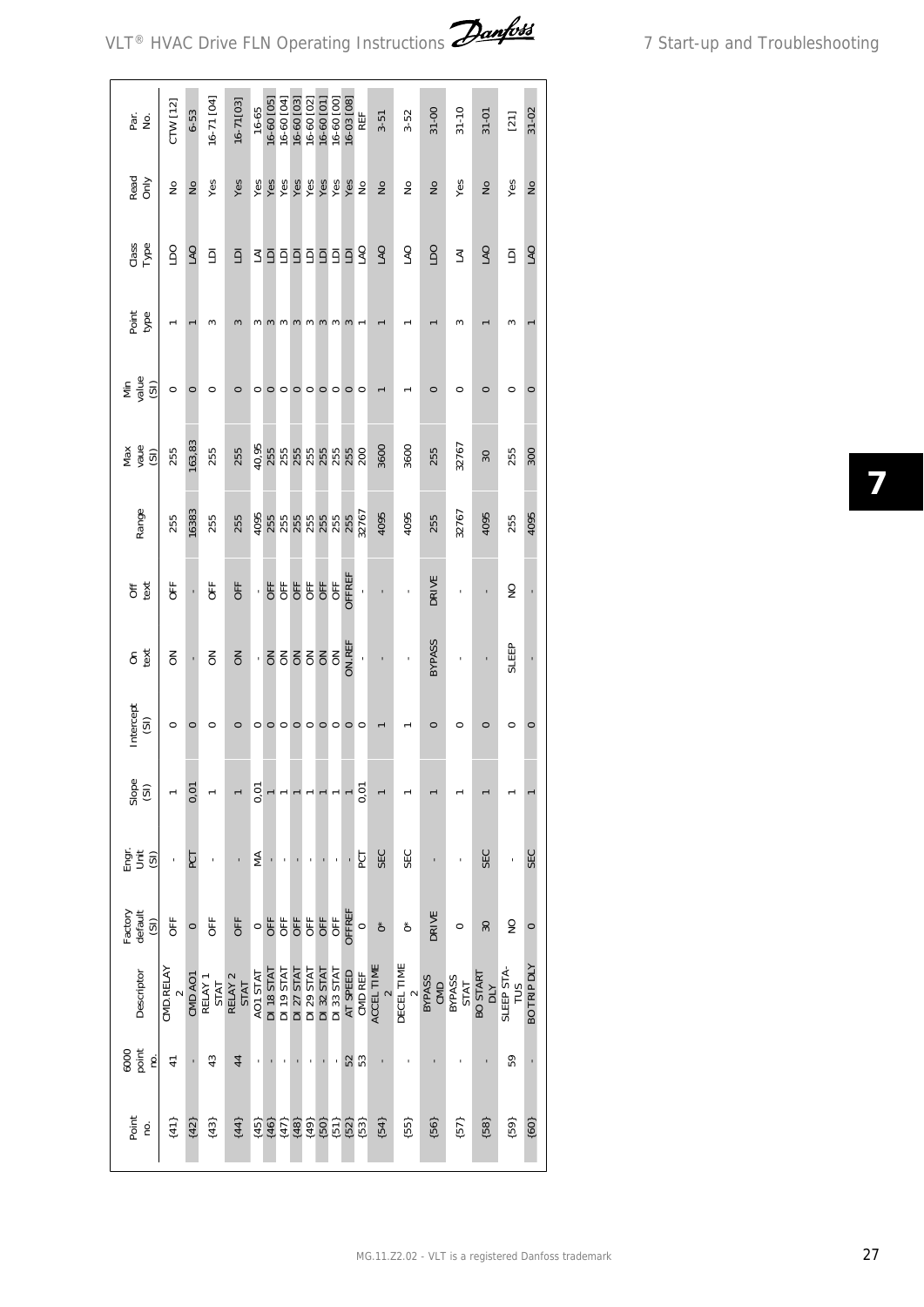| Point no. | 6000 point no. | Descriptor | Factory default (SI) | Engr. Unit (SI) | Slope (SI) | Intercept (SI) | On text | Off text | Range | Max vaue (SI) | Min value (SI) | Point type | Class Type | Read Only | Par. No. |
|---|---|---|---|---|---|---|---|---|---|---|---|---|---|---|---|
| {41} | 41 | CMD.RELAY 2 | OFF | - | 1 | 0 | ON | OFF | 255 | 255 | 0 | 1 | LDO | No | CTW [12] |
| {42} | - | CMD AO1 | 0 | PCT | 0,01 | 0 | - | - | 16383 | 163,83 | 0 | 1 | LAO | No | 6-53 |
| {43} | 43 | RELAY 1 STAT | OFF | - | 1 | 0 | ON | OFF | 255 | 255 | 0 | 3 | LDI | Yes | 16-71 [04] |
| {44} | 44 | RELAY 2 STAT | OFF | - | 1 | 0 | ON | OFF | 255 | 255 | 0 | 3 | LDI | Yes | 16-71[03] |
| {45} | - | AO1 STAT | 0 | MA | 0,01 | 0 | - | - | 4095 | 40,95 | 0 | 3 | LAI | Yes | 16-65 |
| {46} | - | DI 18 STAT | OFF | - | 1 | 0 | ON | OFF | 255 | 255 | 0 | 3 | LDI | Yes | 16-60 [05] |
| {47} | - | DI 19 STAT | OFF | - | 1 | 0 | ON | OFF | 255 | 255 | 0 | 3 | LDI | Yes | 16-60 [04] |
| {48} | - | DI 27 STAT | OFF | - | 1 | 0 | ON | OFF | 255 | 255 | 0 | 3 | LDI | Yes | 16-60 [03] |
| {49} | - | DI 29 STAT | OFF | - | 1 | 0 | ON | OFF | 255 | 255 | 0 | 3 | LDI | Yes | 16-60 [02] |
| {50} | - | DI 32 STAT | OFF | - | 1 | 0 | ON | OFF | 255 | 255 | 0 | 3 | LDI | Yes | 16-60 [01] |
| {51} | - | DI 33 STAT | OFF | - | 1 | 0 | ON | OFF | 255 | 255 | 0 | 3 | LDI | Yes | 16-60 [00] |
| {52} | 52 | AT SPEED | OFFREF | - | 1 | 0 | ON.REF | OFFREF | 255 | 255 | 0 | 3 | LDI | Yes | 16-03 [08] |
| {53} | 53 | CMD REF | 0 | PCT | 0,01 | 0 | - | - | 32767 | 200 | 0 | 1 | LAO | No | REF |
| {54} | - | ACCEL TIME 2 | 0* | SEC | 1 | 1 | - | - | 4095 | 3600 | 1 | 1 | LAO | No | 3-51 |
| {55} | - | DECEL TIME 2 | 0* | SEC | 1 | 1 | - | - | 4095 | 3600 | 1 | 1 | LAO | No | 3-52 |
| {56} | - | BYPASS CMD | DRIVE | - | 1 | 0 | BYPASS | DRIVE | 255 | 255 | 0 | 1 | LDO | No | 31-00 |
| {57} | - | BYPASS STAT | 0 | - | 1 | 0 | - | - | 32767 | 32767 | 0 | 3 | LAI | Yes | 31-10 |
| {58} | - | BO START DLY | 30 | SEC | 1 | 0 | - | - | 4095 | 30 | 0 | 1 | LAO | No | 31-01 |
| {59} | 59 | SLEEP STATUS | NO | - | 1 | 0 | SLEEP | NO | 255 | 255 | 0 | 3 | LDI | Yes | [21] |
| {60} | - | BOTRIP DLY | 0 | SEC | 1 | 0 | - | - | 4095 | 300 | 0 | 1 | LAO | No | 31-02 |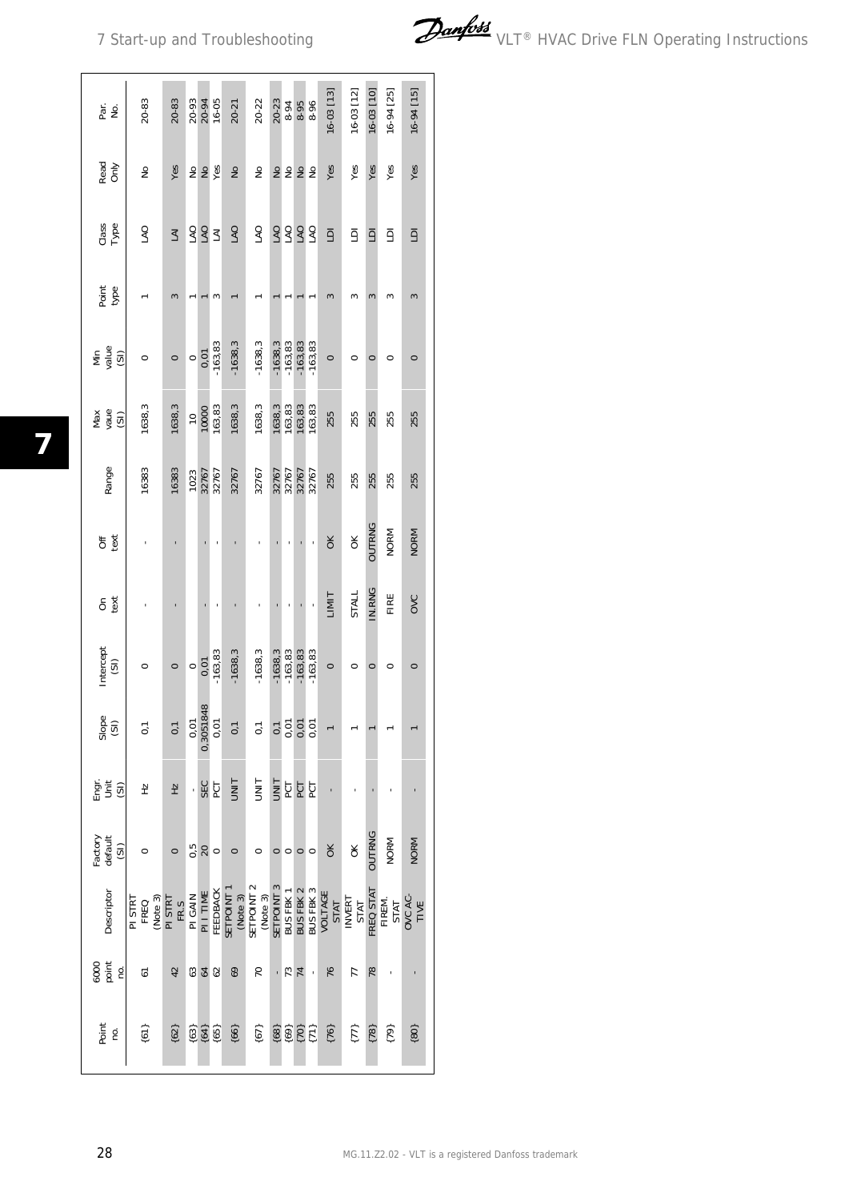| Point no. | 6000 point no. | Descriptor | Factory default (SI) | Engr. Unit (SI) | Slope (SI) | Intercept (SI) | On text | Off text | Range | Max vaue (SI) | Min value (SI) | Point type | Class Type | Read Only | Par. No. |
|---|---|---|---|---|---|---|---|---|---|---|---|---|---|---|---|
| {61} | 61 | PI STRT FREQ (Note 3) | 0 | Hz | 0,1 | 0 | - | - | 16383 | 1638,3 | 0 | 1 | LAO | No | 20-83 |
| {62} | 42 | PI STRT FR.S | 0 | Hz | 0,1 | 0 | - | - | 16383 | 1638,3 | 0 | 3 | LAI | Yes | 20-83 |
| {63} | 63 | PI GAIN | 0,5 | - | 0,01 | 0 | - | - | 1023 | 10 | 0 | 1 | LAO | No | 20-93 |
| {64} | 64 | PI I TIME | 20 | SEC | 0,3051848 | 0,01 | - | - | 32767 | 10000 | 0,01 | 1 | LAO | No | 20-94 |
| {65} | 62 | FEEDBACK | 0 | PCT | 0,01 | -163,83 | - | - | 32767 | 163,83 | -163,83 | 3 | LAI | Yes | 16-05 |
| {66} | 69 | SETPOINT 1 (Note 3) | 0 | UNIT | 0,1 | -1638,3 | - | - | 32767 | 1638,3 | -1638,3 | 1 | LAO | No | 20-21 |
| {67} | 70 | SETPOINT 2 (Note 3) | 0 | UNIT | 0,1 | -1638,3 | - | - | 32767 | 1638,3 | -1638,3 | 1 | LAO | No | 20-22 |
| {68} | - | SETPOINT 3 | 0 | UNIT | 0,1 | -1638,3 | - | - | 32767 | 1638,3 | -1638,3 | 1 | LAO | No | 20-23 |
| {69} | 73 | BUS FBK 1 | 0 | PCT | 0,01 | -163,83 | - | - | 32767 | 163,83 | -163,83 | 1 | LAO | No | 8-94 |
| {70} | 74 | BUS FBK 2 | 0 | PCT | 0,01 | -163,83 | - | - | 32767 | 163,83 | -163,83 | 1 | LAO | No | 8-95 |
| {71} | - | BUS FBK 3 | 0 | PCT | 0,01 | -163,83 | - | - | 32767 | 163,83 | -163,83 | 1 | LAO | No | 8-96 |
| {76} | 76 | VOLTAGE STAT | OK | - | 1 | 0 | LIMIT | OK | 255 | 255 | 0 | 3 | LDI | Yes | 16-03 [13] |
| {77} | 77 | INVERT STAT | OK | - | 1 | 0 | STALL | OK | 255 | 255 | 0 | 3 | LDI | Yes | 16-03 [12] |
| {78} | 78 | FREQ STAT | OUTRNG | - | 1 | 0 | IN.RNG | OUTRNG | 255 | 255 | 0 | 3 | LDI | Yes | 16-03 [10] |
| {79} | - | FIREM. STAT | NORM | - | 1 | 0 | FIRE | NORM | 255 | 255 | 0 | 3 | LDI | Yes | 16-94 [25] |
| {80} | - | OVC AC-TIVE | NORM | - | 1 | 0 | OVC | NORM | 255 | 255 | 0 | 3 | LDI | Yes | 16-94 [15] |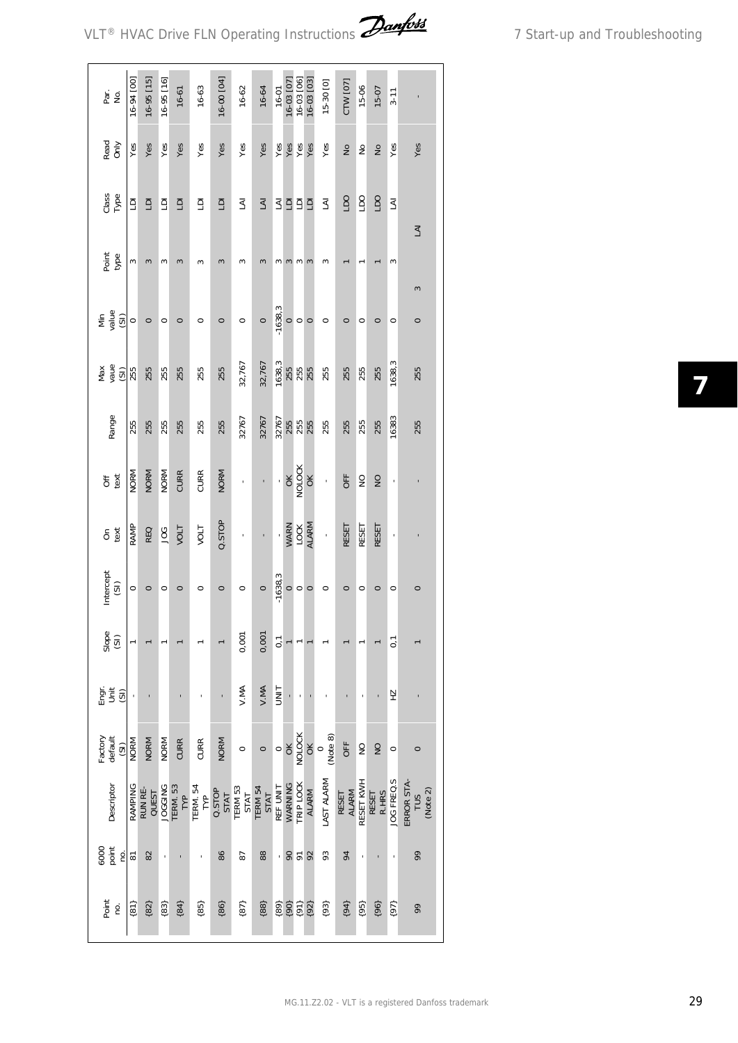| Point no. | 6000 point no. | Descriptor | Factory default (SI) | Engr. Unit (SI) | Slope (SI) | Intercept (SI) | On text | Off text | Range | Max vaue (SI) | Min value (SI) | Point type | Class Type | Read Only | Par. No. |
|---|---|---|---|---|---|---|---|---|---|---|---|---|---|---|---|
| {81} | 81 | RAMPING | NORM | - | 1 | 0 | RAMP | NORM | 255 | 255 | 0 | 3 | LDI | Yes | 16-94 [00] |
| {82} | 82 | RUN REQUEST | NORM | - | 1 | 0 | REQ | NORM | 255 | 255 | 0 | 3 | LDI | Yes | 16-95 [15] |
| {83} | - | JOGGING | NORM | | 1 | 0 | JOG | NORM | 255 | 255 | 0 | 3 | LDI | Yes | 16-95 [16] |
| {84} | - | TERM. 53 TYP | CURR | - | 1 | 0 | VOLT | CURR | 255 | 255 | 0 | 3 | LDI | Yes | 16-61 |
| {85} | - | TERM. 54 TYP | CURR | - | 1 | 0 | VOLT | CURR | 255 | 255 | 0 | 3 | LDI | Yes | 16-63 |
| {86} | 86 | Q.STOP STAT | NORM | - | 1 | 0 | Q.STOP | NORM | 255 | 255 | 0 | 3 | LDI | Yes | 16-00 [04] |
| {87} | 87 | TERM 53 STAT | 0 | V.MA | 0,001 | 0 | - | - | 32767 | 32,767 | 0 | 3 | LAI | Yes | 16-62 |
| {88} | 88 | TERM 54 STAT | 0 | V.MA | 0,001 | 0 | - | - | 32767 | 32,767 | 0 | 3 | LAI | Yes | 16-64 |
| {89} | - | REF UNIT | 0 | UNIT | 0,1 | -1638,3 | - | - | 32767 | 1638,3 | -1638,3 | 3 | LAI | Yes | 16-01 |
| {90} | 90 | WARNING | OK | - | 1 | 0 | WARN | OK | 255 | 255 | 0 | 3 | LDI | Yes | 16-03 [07] |
| {91} | 91 | TRIP LOCK | NOLOCK | - | 1 | 0 | LOCK | NOLOCK | 255 | 255 | 0 | 3 | LDI | Yes | 16-03 [06] |
| {92} | 92 | ALARM | OK | - | 1 | 0 | ALARM | OK | 255 | 255 | 0 | 3 | LDI | Yes | 16-03 [03] |
| {93} | 93 | LAST ALARM | 0 (Note 8) | - | 1 | 0 | - | - | 255 | 255 | 0 | 3 | LAI | Yes | 15-30 [0] |
| {94} | 94 | RESET ALARM | OFF | - | 1 | 0 | RESET | OFF | 255 | 255 | 0 | 1 | LDO | No | CTW [07] |
| {95} | - | RESET KWH | NO | - | 1 | 0 | RESET | NO | 255 | 255 | 0 | 1 | LDO | No | 15-06 |
| {96} | - | RESET R.HRS | NO | - | 1 | 0 | RESET | NO | 255 | 255 | 0 | 1 | LDO | No | 15-07 |
| {97} | - | JOG FREQ.S | 0 | HZ | 0,1 | 0 | - | - | 16383 | 1638,3 | 0 | 3 | LAI | Yes | 3-11 |
| 99 | 99 | ERROR STATUS (Note 2) | 0 | - | 1 | 0 | - | - | 255 | 255 | 0 | 3 | LAI | Yes | - |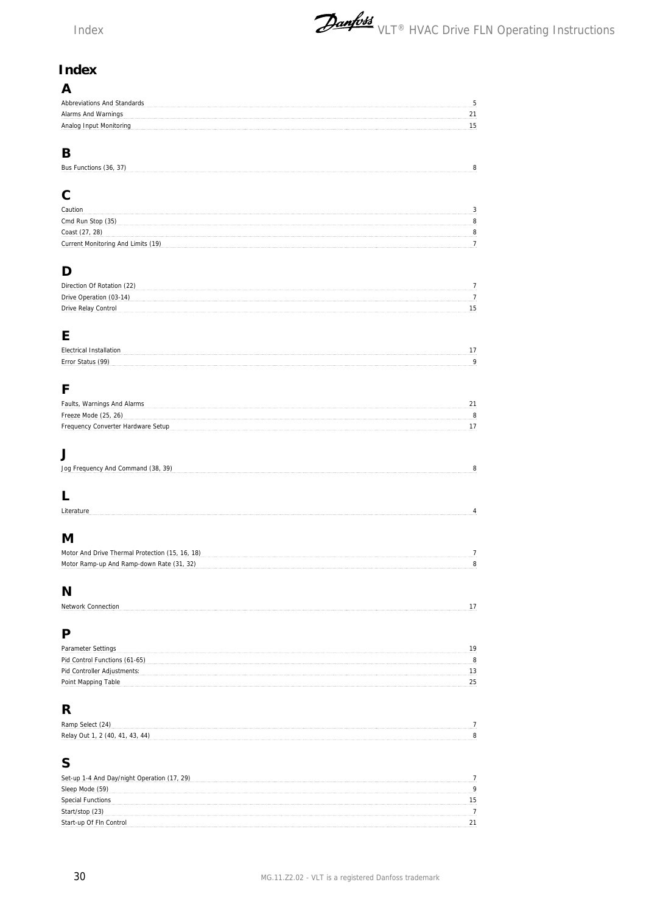# Index

## A

Abbreviations And Standards 5
Alarms And Warnings 21
Analog Input Monitoring 15

## B

Bus Functions (36, 37) 8

## C

Caution 3
Cmd Run Stop (35) 8
Coast (27, 28) 8
Current Monitoring And Limits (19) 7

## D

Direction Of Rotation (22) 7
Drive Operation (03-14) 7
Drive Relay Control 15

## E

Electrical Installation 17
Error Status (99) 9

## F

Faults, Warnings And Alarms 21
Freeze Mode (25, 26) 8
Frequency Converter Hardware Setup 17

## J

Jog Frequency And Command (38, 39) 8

## L

Literature 4

## M

Motor And Drive Thermal Protection (15, 16, 18) 7
Motor Ramp-up And Ramp-down Rate (31, 32) 8

## N

Network Connection 17

## P

Parameter Settings 19
Pid Control Functions (61-65) 8
Pid Controller Adjustments: 13
Point Mapping Table 25

## R

Ramp Select (24) 7
Relay Out 1, 2 (40, 41, 43, 44) 8

## S

Set-up 1-4 And Day/night Operation (17, 29) 7
Sleep Mode (59) 9
Special Functions 15
Start/stop (23) 7
Start-up Of Fln Control 21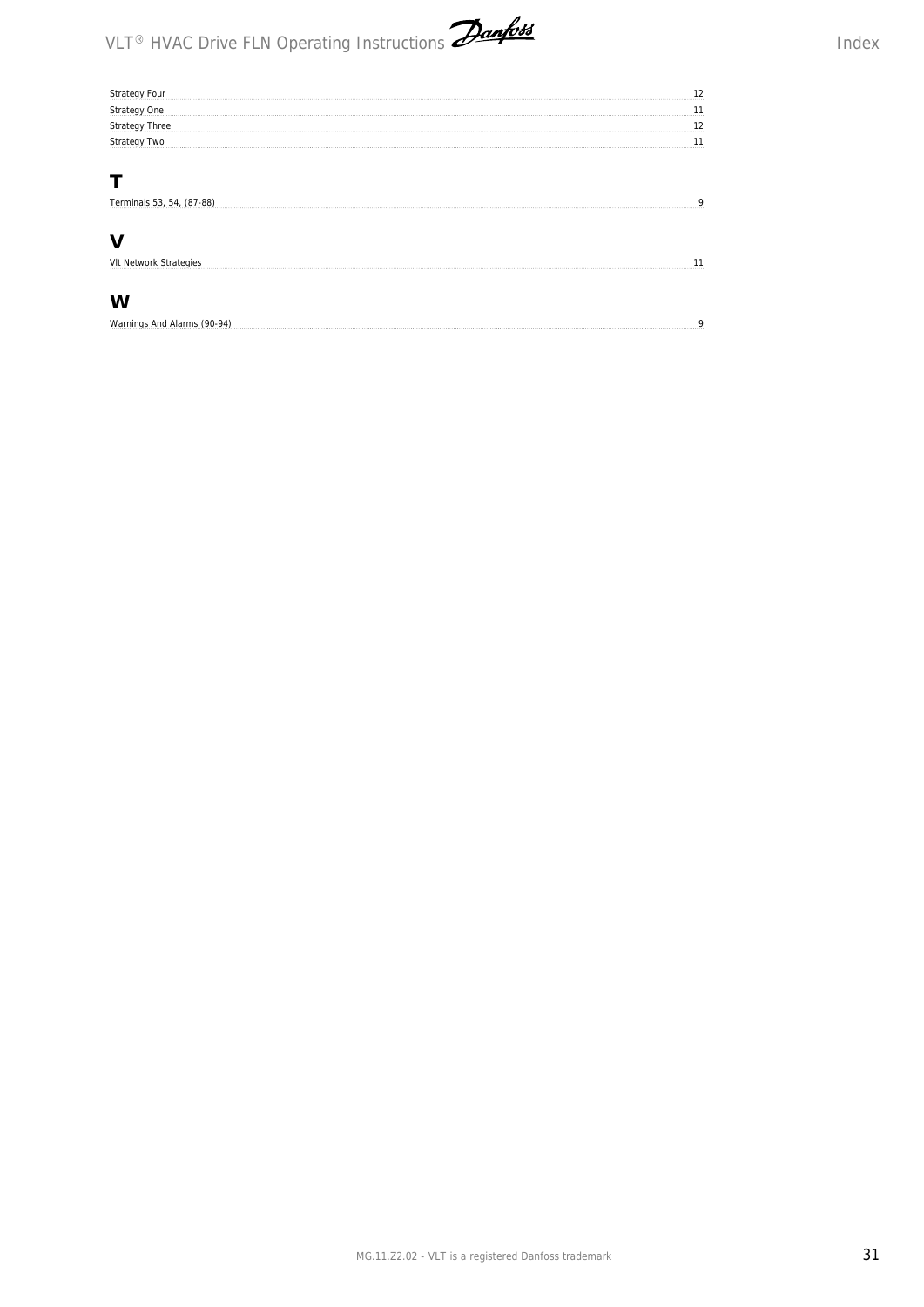Strategy Four ........ 12
Strategy One ........ 11
Strategy Three ........ 12
Strategy Two ........ 11

## T

Terminals 53, 54, (87-88) ........ 9

## V

Vlt Network Strategies ........ 11

## W

Warnings And Alarms (90-94) ........ 9